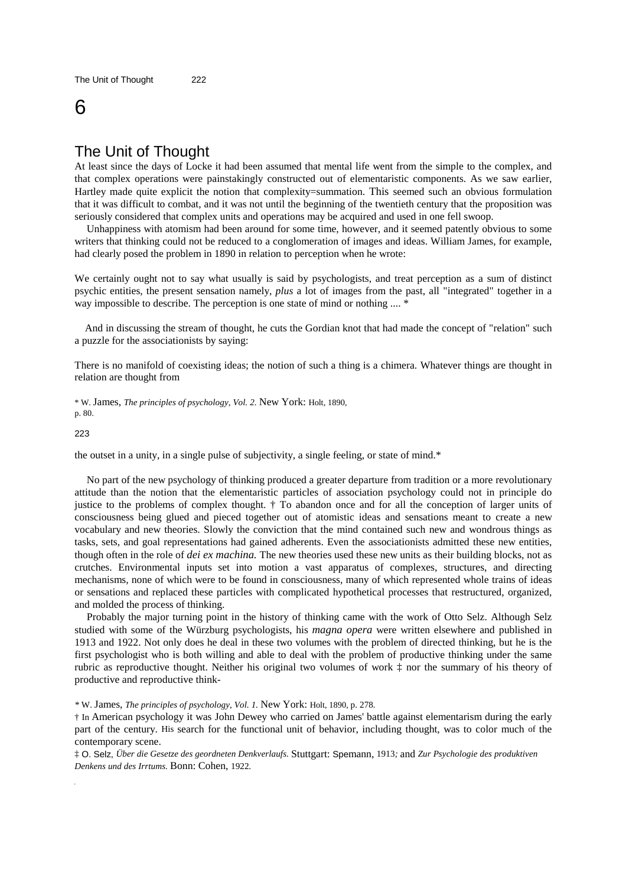# 6

## The Unit of Thought

At least since the days of Locke it had been assumed that mental life went from the simple to the complex, and that complex operations were painstakingly constructed out of elementaristic components. As we saw earlier, Hartley made quite explicit the notion that complexity=summation. This seemed such an obvious formulation that it was difficult to combat, and it was not until the beginning of the twentieth century that the proposition was seriously considered that complex units and operations may be acquired and used in one fell swoop.

Unhappiness with atomism had been around for some time, however, and it seemed patently obvious to some writers that thinking could not be reduced to a conglomeration of images and ideas. William James, for example, had clearly posed the problem in 1890 in relation to perception when he wrote:

> We certainly ought not to say what usually is said by psychologists, and treat perception as a sum of distinct psychic entities, the present sensation namely, *plus* a lot of images from the past, all "integrated" together in a way impossible to describe. The perception is one state of mind or nothing .... *

And in discussing the stream of thought, he cuts the Gordian knot that had made the concept of "relation" such a puzzle for the associationists by saying:

> There is no manifold of coexisting ideas; the notion of such a thing is a chimera. Whatever things are thought in relation are thought from the outset in a unity, in a single pulse of subjectivity, a single feeling, or state of mind.*

\* W. James, *The principles of psychology, Vol. 2.* New York: Holt, 1890, p. 80.

No part of the new psychology of thinking produced a greater departure from tradition or a more revolutionary attitude than the notion that the elementaristic particles of association psychology could not in principle do justice to the problems of complex thought. † To abandon once and for all the conception of larger units of consciousness being glued and pieced together out of atomistic ideas and sensations meant to create a new vocabulary and new theories. Slowly the conviction that the mind contained such new and wondrous things as tasks, sets, and goal representations had gained adherents. Even the associationists admitted these new entities, though often in the role of *dei ex machina.* The new theories used these new units as their building blocks, not as crutches. Environmental inputs set into motion a vast apparatus of complexes, structures, and directing mechanisms, none of which were to be found in consciousness, many of which represented whole trains of ideas or sensations and replaced these particles with complicated hypothetical processes that restructured, organized, and molded the process of thinking.

Probably the major turning point in the history of thinking came with the work of Otto Selz. Although Selz studied with some of the Würzburg psychologists, his *magna opera* were written elsewhere and published in 1913 and 1922. Not only does he deal in these two volumes with the problem of directed thinking, but he is the first psychologist who is both willing and able to deal with the problem of productive thinking under the same rubric as reproductive thought. Neither his original two volumes of work ‡ nor the summary of his theory of productive and reproductive think-

\* W. James, *The principles of psychology, Vol. 1.* New York: Holt, 1890, p. 278.

† In American psychology it was John Dewey who carried on James' battle against elementarism during the early part of the century. His search for the functional unit of behavior, including thought, was to color much of the contemporary scene.

‡ O. Selz, *Über die Gesetze des geordneten Denkverlaufs.* Stuttgart: Spemann, 1913; and *Zur Psychologie des produktiven Denkens und des Irrtums.* Bonn: Cohen, 1922.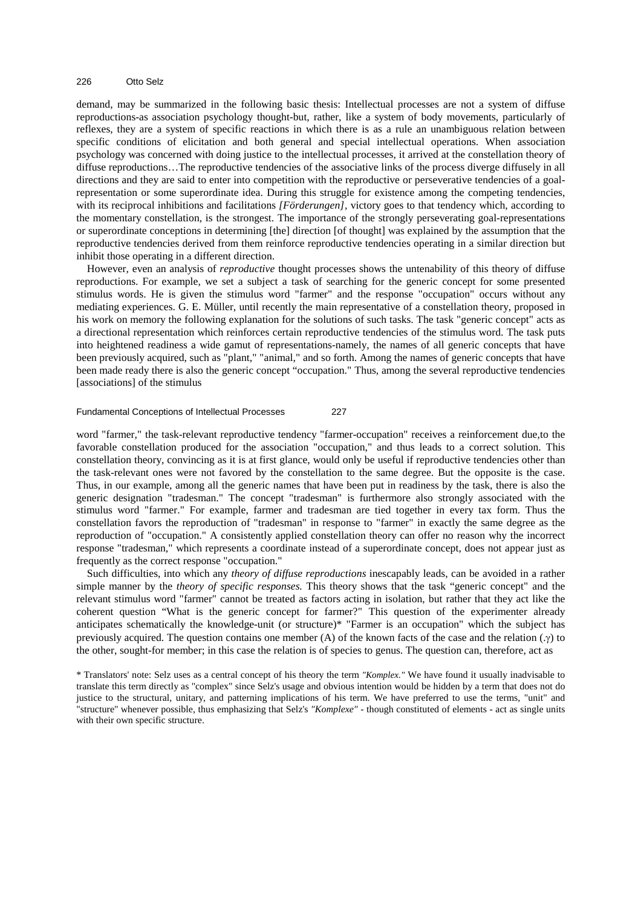demand, may be summarized in the following basic thesis: Intellectual processes are not a system of diffuse reproductions-as association psychology thought-but, rather, like a system of body movements, particularly of reflexes, they are a system of specific reactions in which there is as a rule an unambiguous relation between specific conditions of elicitation and both general and special intellectual operations. When association psychology was concerned with doing justice to the intellectual processes, it arrived at the constellation theory of diffuse reproductions…The reproductive tendencies of the associative links of the process diverge diffusely in all directions and they are said to enter into competition with the reproductive or perseverative tendencies of a goal-representation or some superordinate idea. During this struggle for existence among the competing tendencies, with its reciprocal inhibitions and facilitations *[Förderungen]*, victory goes to that tendency which, according to the momentary constellation, is the strongest. The importance of the strongly perseverating goal-representations or superordinate conceptions in determining [the] direction [of thought] was explained by the assumption that the reproductive tendencies derived from them reinforce reproductive tendencies operating in a similar direction but inhibit those operating in a different direction.

However, even an analysis of *reproductive* thought processes shows the untenability of this theory of diffuse reproductions. For example, we set a subject a task of searching for the generic concept for some presented stimulus words. He is given the stimulus word "farmer" and the response "occupation" occurs without any mediating experiences. G. E. Müller, until recently the main representative of a constellation theory, proposed in his work on memory the following explanation for the solutions of such tasks. The task "generic concept" acts as a directional representation which reinforces certain reproductive tendencies of the stimulus word. The task puts into heightened readiness a wide gamut of representations-namely, the names of all generic concepts that have been previously acquired, such as "plant," "animal," and so forth. Among the names of generic concepts that have been made ready there is also the generic concept "occupation." Thus, among the several reproductive tendencies [associations] of the stimulus word "farmer," the task-relevant reproductive tendency "farmer-occupation" receives a reinforcement due,to the favorable constellation produced for the association "occupation," and thus leads to a correct solution. This constellation theory, convincing as it is at first glance, would only be useful if reproductive tendencies other than the task-relevant ones were not favored by the constellation to the same degree. But the opposite is the case. Thus, in our example, among all the generic names that have been put in readiness by the task, there is also the generic designation "tradesman." The concept "tradesman" is furthermore also strongly associated with the stimulus word "farmer." For example, farmer and tradesman are tied together in every tax form. Thus the constellation favors the reproduction of "tradesman" in response to "farmer" in exactly the same degree as the reproduction of "occupation." A consistently applied constellation theory can offer no reason why the incorrect response "tradesman," which represents a coordinate instead of a superordinate concept, does not appear just as frequently as the correct response "occupation."

Such difficulties, into which any *theory of diffuse reproductions* inescapably leads, can be avoided in a rather simple manner by the *theory of specific responses.* This theory shows that the task "generic concept" and the relevant stimulus word "farmer" cannot be treated as factors acting in isolation, but rather that they act like the coherent question "What is the generic concept for farmer?" This question of the experimenter already anticipates schematically the knowledge-unit (or structure)* "Farmer is an occupation" which the subject has previously acquired. The question contains one member (A) of the known facts of the case and the relation (.$\gamma$) to the other, sought-for member; in this case the relation is of species to genus. The question can, therefore, act as

\* Translators' note: Selz uses as a central concept of his theory the term *"Komplex."* We have found it usually inadvisable to translate this term directly as "complex" since Selz's usage and obvious intention would be hidden by a term that does not do justice to the structural, unitary, and patterning implications of his term. We have preferred to use the terms, "unit" and "structure" whenever possible, thus emphasizing that Selz's *"Komplexe"* - though constituted of elements - act as single units with their own specific structure.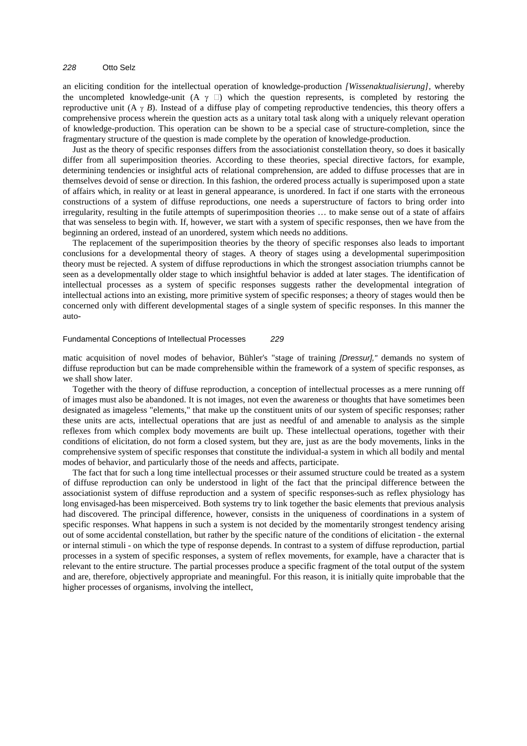an eliciting condition for the intellectual operation of knowledge-production *[Wissenaktualisierung]*, whereby the uncompleted knowledge-unit (A $\gamma$ □) which the question represents, is completed by restoring the reproductive unit (A $\gamma$ *B*). Instead of a diffuse play of competing reproductive tendencies, this theory offers a comprehensive process wherein the question acts as a unitary total task along with a uniquely relevant operation of knowledge-production. This operation can be shown to be a special case of structure-completion, since the fragmentary structure of the question is made complete by the operation of knowledge-production.

Just as the theory of specific responses differs from the associationist constellation theory, so does it basically differ from all superimposition theories. According to these theories, special directive factors, for example, determining tendencies or insightful acts of relational comprehension, are added to diffuse processes that are in themselves devoid of sense or direction. In this fashion, the ordered process actually is superimposed upon a state of affairs which, in reality or at least in general appearance, is unordered. In fact if one starts with the erroneous constructions of a system of diffuse reproductions, one needs a superstructure of factors to bring order into irregularity, resulting in the futile attempts of superimposition theories … to make sense out of a state of affairs that was senseless to begin with. If, however, we start with a system of specific responses, then we have from the beginning an ordered, instead of an unordered, system which needs no additions.

The replacement of the superimposition theories by the theory of specific responses also leads to important conclusions for a developmental theory of stages. A theory of stages using a developmental superimposition theory must be rejected. A system of diffuse reproductions in which the strongest association triumphs cannot be seen as a developmentally older stage to which insightful behavior is added at later stages. The identification of intellectual processes as a system of specific responses suggests rather the developmental integration of intellectual actions into an existing, more primitive system of specific responses; a theory of stages would then be concerned only with different developmental stages of a single system of specific responses. In this manner the automatic acquisition of novel modes of behavior, Bühler's "stage of training *[Dressur]*," demands no system of diffuse reproduction but can be made comprehensible within the framework of a system of specific responses, as we shall show later.

Together with the theory of diffuse reproduction, a conception of intellectual processes as a mere running off of images must also be abandoned. It is not images, not even the awareness or thoughts that have sometimes been designated as imageless "elements," that make up the constituent units of our system of specific responses; rather these units are acts, intellectual operations that are just as needful of and amenable to analysis as the simple reflexes from which complex body movements are built up. These intellectual operations, together with their conditions of elicitation, do not form a closed system, but they are, just as are the body movements, links in the comprehensive system of specific responses that constitute the individual-a system in which all bodily and mental modes of behavior, and particularly those of the needs and affects, participate.

The fact that for such a long time intellectual processes or their assumed structure could be treated as a system of diffuse reproduction can only be understood in light of the fact that the principal difference between the associationist system of diffuse reproduction and a system of specific responses-such as reflex physiology has long envisaged-has been misperceived. Both systems try to link together the basic elements that previous analysis had discovered. The principal difference, however, consists in the uniqueness of coordinations in a system of specific responses. What happens in such a system is not decided by the momentarily strongest tendency arising out of some accidental constellation, but rather by the specific nature of the conditions of elicitation - the external or internal stimuli - on which the type of response depends. In contrast to a system of diffuse reproduction, partial processes in a system of specific responses, a system of reflex movements, for example, have a character that is relevant to the entire structure. The partial processes produce a specific fragment of the total output of the system and are, therefore, objectively appropriate and meaningful. For this reason, it is initially quite improbable that the higher processes of organisms, involving the intellect,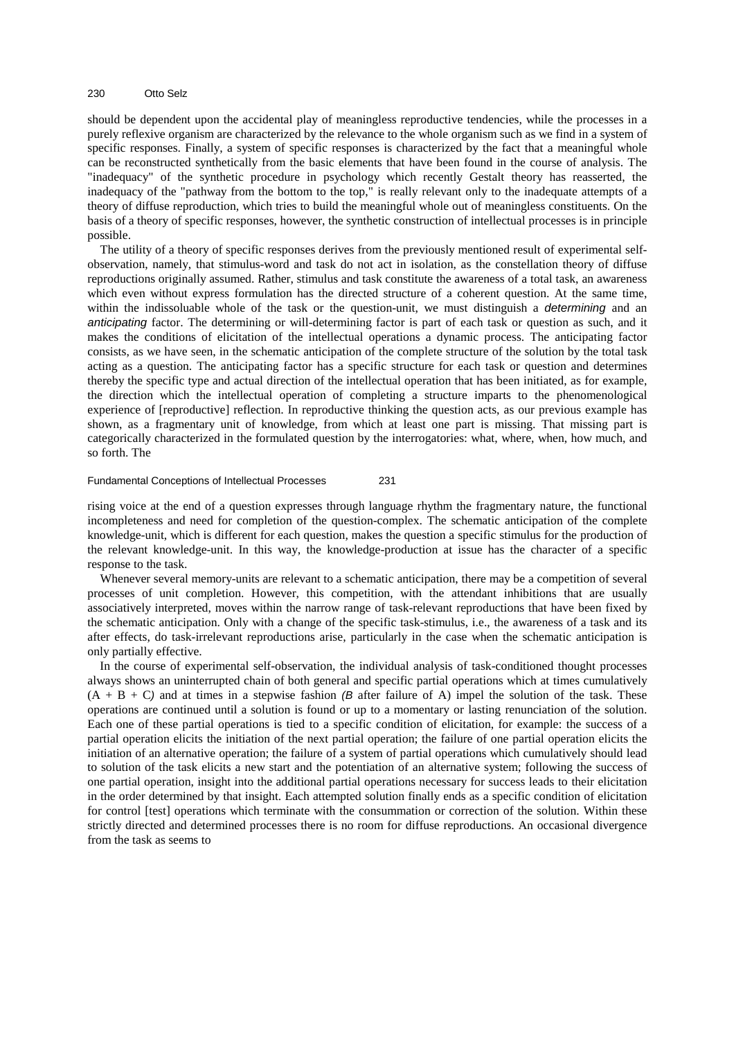should be dependent upon the accidental play of meaningless reproductive tendencies, while the processes in a purely reflexive organism are characterized by the relevance to the whole organism such as we find in a system of specific responses. Finally, a system of specific responses is characterized by the fact that a meaningful whole can be reconstructed synthetically from the basic elements that have been found in the course of analysis. The "inadequacy" of the synthetic procedure in psychology which recently Gestalt theory has reasserted, the inadequacy of the "pathway from the bottom to the top," is really relevant only to the inadequate attempts of a theory of diffuse reproduction, which tries to build the meaningful whole out of meaningless constituents. On the basis of a theory of specific responses, however, the synthetic construction of intellectual processes is in principle possible.

The utility of a theory of specific responses derives from the previously mentioned result of experimental self-observation, namely, that stimulus-word and task do not act in isolation, as the constellation theory of diffuse reproductions originally assumed. Rather, stimulus and task constitute the awareness of a total task, an awareness which even without express formulation has the directed structure of a coherent question. At the same time, within the indissoluable whole of the task or the question-unit, we must distinguish a *determining* and an *anticipating* factor. The determining or will-determining factor is part of each task or question as such, and it makes the conditions of elicitation of the intellectual operations a dynamic process. The anticipating factor consists, as we have seen, in the schematic anticipation of the complete structure of the solution by the total task acting as a question. The anticipating factor has a specific structure for each task or question and determines thereby the specific type and actual direction of the intellectual operation that has been initiated, as for example, the direction which the intellectual operation of completing a structure imparts to the phenomenological experience of [reproductive] reflection. In reproductive thinking the question acts, as our previous example has shown, as a fragmentary unit of knowledge, from which at least one part is missing. That missing part is categorically characterized in the formulated question by the interrogatories: what, where, when, how much, and so forth. The rising voice at the end of a question expresses through language rhythm the fragmentary nature, the functional incompleteness and need for completion of the question-complex. The schematic anticipation of the complete knowledge-unit, which is different for each question, makes the question a specific stimulus for the production of the relevant knowledge-unit. In this way, the knowledge-production at issue has the character of a specific response to the task.

Whenever several memory-units are relevant to a schematic anticipation, there may be a competition of several processes of unit completion. However, this competition, with the attendant inhibitions that are usually associatively interpreted, moves within the narrow range of task-relevant reproductions that have been fixed by the schematic anticipation. Only with a change of the specific task-stimulus, i.e., the awareness of a task and its after effects, do task-irrelevant reproductions arise, particularly in the case when the schematic anticipation is only partially effective.

In the course of experimental self-observation, the individual analysis of task-conditioned thought processes always shows an uninterrupted chain of both general and specific partial operations which at times cumulatively (A + B + C) and at times in a stepwise fashion (*B* after failure of A) impel the solution of the task. These operations are continued until a solution is found or up to a momentary or lasting renunciation of the solution. Each one of these partial operations is tied to a specific condition of elicitation, for example: the success of a partial operation elicits the initiation of the next partial operation; the failure of one partial operation elicits the initiation of an alternative operation; the failure of a system of partial operations which cumulatively should lead to solution of the task elicits a new start and the potentiation of an alternative system; following the success of one partial operation, insight into the additional partial operations necessary for success leads to their elicitation in the order determined by that insight. Each attempted solution finally ends as a specific condition of elicitation for control [test] operations which terminate with the consummation or correction of the solution. Within these strictly directed and determined processes there is no room for diffuse reproductions. An occasional divergence from the task as seems to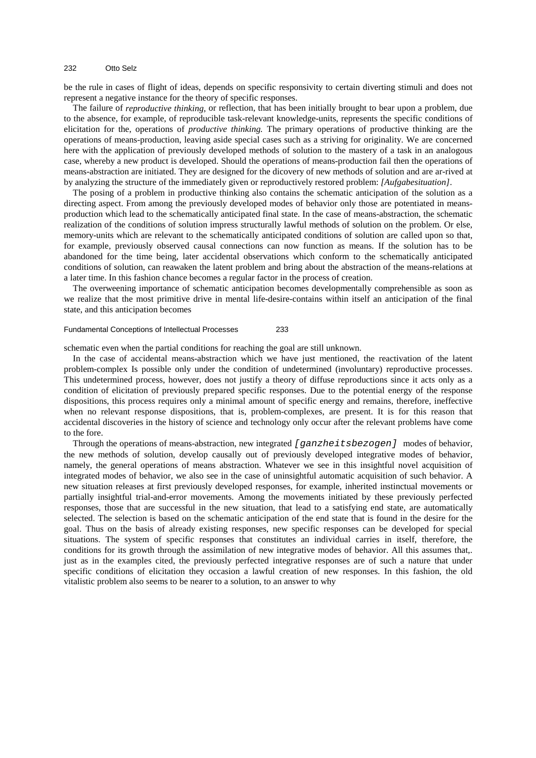be the rule in cases of flight of ideas, depends on specific responsivity to certain diverting stimuli and does not represent a negative instance for the theory of specific responses.

The failure of *reproductive thinking*, or reflection, that has been initially brought to bear upon a problem, due to the absence, for example, of reproducible task-relevant knowledge-units, represents the specific conditions of elicitation for the, operations of *productive thinking.* The primary operations of productive thinking are the operations of means-production, leaving aside special cases such as a striving for originality. We are concerned here with the application of previously developed methods of solution to the mastery of a task in an analogous case, whereby a new product is developed. Should the operations of means-production fail then the operations of means-abstraction are initiated. They are designed for the dicovery of new methods of solution and are ar-rived at by analyzing the structure of the immediately given or reproductively restored problem: *[Aufgabesituation]*.

The posing of a problem in productive thinking also contains the schematic anticipation of the solution as a directing aspect. From among the previously developed modes of behavior only those are potentiated in means-production which lead to the schematically anticipated final state. In the case of means-abstraction, the schematic realization of the conditions of solution impress structurally lawful methods of solution on the problem. Or else, memory-units which are relevant to the schematically anticipated conditions of solution are called upon so that, for example, previously observed causal connections can now function as means. If the solution has to be abandoned for the time being, later accidental observations which conform to the schematically anticipated conditions of solution, can reawaken the latent problem and bring about the abstraction of the means-relations at a later time. In this fashion chance becomes a regular factor in the process of creation.

The overweening importance of schematic anticipation becomes developmentally comprehensible as soon as we realize that the most primitive drive in mental life-desire-contains within itself an anticipation of the final state, and this anticipation becomes schematic even when the partial conditions for reaching the goal are still unknown.

In the case of accidental means-abstraction which we have just mentioned, the reactivation of the latent problem-complex Is possible only under the condition of undetermined (involuntary) reproductive processes. This undetermined process, however, does not justify a theory of diffuse reproductions since it acts only as a condition of elicitation of previously prepared specific responses. Due to the potential energy of the response dispositions, this process requires only a minimal amount of specific energy and remains, therefore, ineffective when no relevant response dispositions, that is, problem-complexes, are present. It is for this reason that accidental discoveries in the history of science and technology only occur after the relevant problems have come to the fore.

Through the operations of means-abstraction, new integrated *[ganzheitsbezogen]* modes of behavior, the new methods of solution, develop causally out of previously developed integrative modes of behavior, namely, the general operations of means abstraction. Whatever we see in this insightful novel acquisition of integrated modes of behavior, we also see in the case of uninsightful automatic acquisition of such behavior. A new situation releases at first previously developed responses, for example, inherited instinctual movements or partially insightful trial-and-error movements. Among the movements initiated by these previously perfected responses, those that are successful in the new situation, that lead to a satisfying end state, are automatically selected. The selection is based on the schematic anticipation of the end state that is found in the desire for the goal. Thus on the basis of already existing responses, new specific responses can be developed for special situations. The system of specific responses that constitutes an individual carries in itself, therefore, the conditions for its growth through the assimilation of new integrative modes of behavior. All this assumes that,. just as in the examples cited, the previously perfected integrative responses are of such a nature that under specific conditions of elicitation they occasion a lawful creation of new responses. In this fashion, the old vitalistic problem also seems to be nearer to a solution, to an answer to why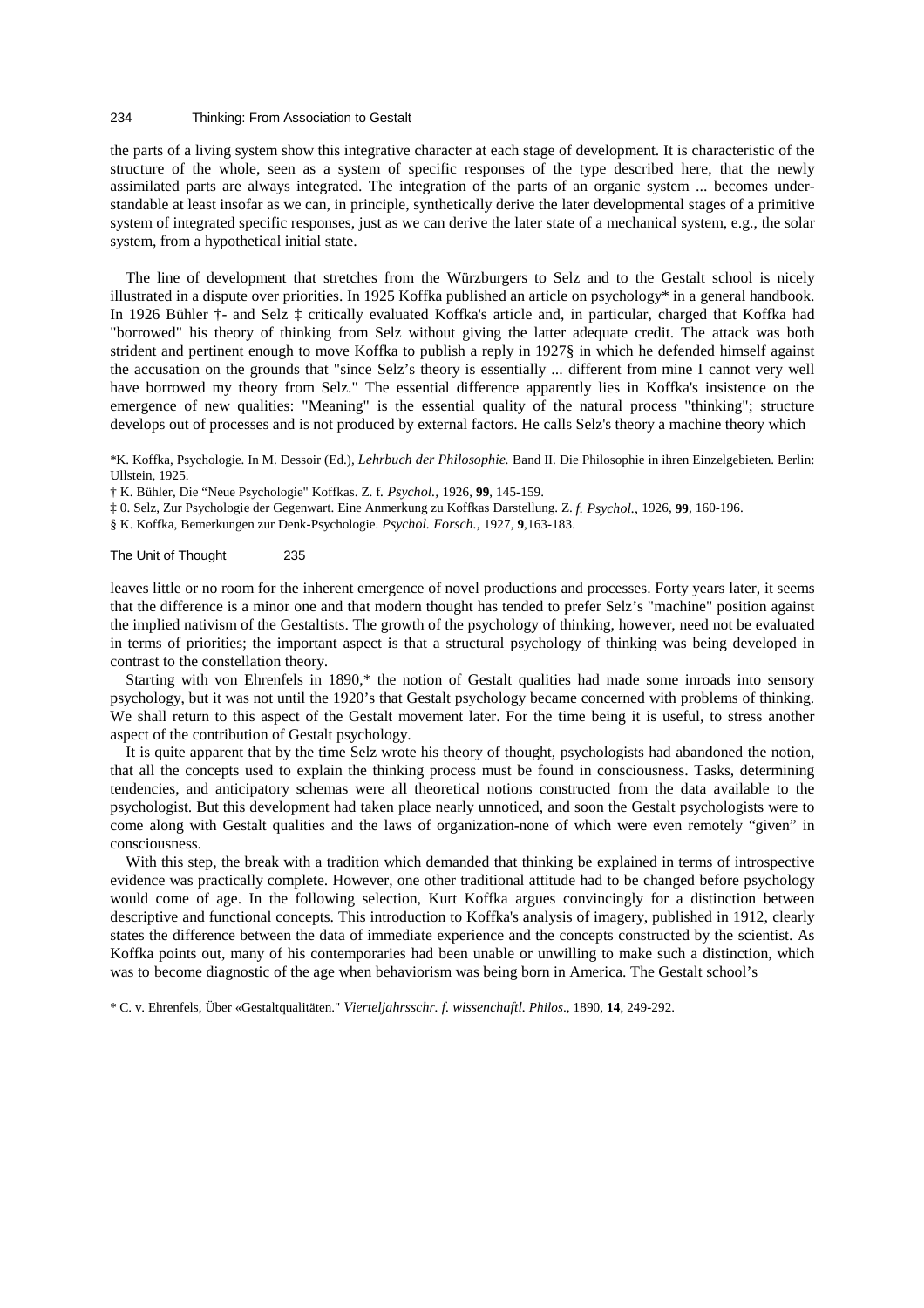the parts of a living system show this integrative character at each stage of development. It is characteristic of the structure of the whole, seen as a system of specific responses of the type described here, that the newly assimilated parts are always integrated. The integration of the parts of an organic system ... becomes understandable at least insofar as we can, in principle, synthetically derive the later developmental stages of a primitive system of integrated specific responses, just as we can derive the later state of a mechanical system, e.g., the solar system, from a hypothetical initial state.

The line of development that stretches from the Würzburgers to Selz and to the Gestalt school is nicely illustrated in a dispute over priorities. In 1925 Koffka published an article on psychology* in a general handbook. In 1926 Bühler †- and Selz ‡ critically evaluated Koffka's article and, in particular, charged that Koffka had "borrowed" his theory of thinking from Selz without giving the latter adequate credit. The attack was both strident and pertinent enough to move Koffka to publish a reply in 1927§ in which he defended himself against the accusation on the grounds that "since Selz's theory is essentially ... different from mine I cannot very well have borrowed my theory from Selz." The essential difference apparently lies in Koffka's insistence on the emergence of new qualities: "Meaning" is the essential quality of the natural process "thinking"; structure develops out of processes and is not produced by external factors. He calls Selz's theory a machine theory which

*K. Koffka, Psychologie. In M. Dessoir (Ed.), *Lehrbuch der Philosophie.* Band II. Die Philosophie in ihren Einzelgebieten. Berlin: Ullstein, 1925.

† K. Bühler, Die "Neue Psychologie" Koffkas. Z. f. *Psychol.,* 1926, **99**, 145-159.

‡ 0. Selz, Zur Psychologie der Gegenwart. Eine Anmerkung zu Koffkas Darstellung. Z. *f. Psychol.,* 1926, **99**, 160-196.

§ K. Koffka, Bemerkungen zur Denk-Psychologie. *Psychol. Forsch.,* 1927, **9**,163-183.

leaves little or no room for the inherent emergence of novel productions and processes. Forty years later, it seems that the difference is a minor one and that modern thought has tended to prefer Selz's "machine" position against the implied nativism of the Gestaltists. The growth of the psychology of thinking, however, need not be evaluated in terms of priorities; the important aspect is that a structural psychology of thinking was being developed in contrast to the constellation theory.

Starting with von Ehrenfels in 1890,* the notion of Gestalt qualities had made some inroads into sensory psychology, but it was not until the 1920's that Gestalt psychology became concerned with problems of thinking. We shall return to this aspect of the Gestalt movement later. For the time being it is useful, to stress another aspect of the contribution of Gestalt psychology.

It is quite apparent that by the time Selz wrote his theory of thought, psychologists had abandoned the notion, that all the concepts used to explain the thinking process must be found in consciousness. Tasks, determining tendencies, and anticipatory schemas were all theoretical notions constructed from the data available to the psychologist. But this development had taken place nearly unnoticed, and soon the Gestalt psychologists were to come along with Gestalt qualities and the laws of organization-none of which were even remotely "given" in consciousness.

With this step, the break with a tradition which demanded that thinking be explained in terms of introspective evidence was practically complete. However, one other traditional attitude had to be changed before psychology would come of age. In the following selection, Kurt Koffka argues convincingly for a distinction between descriptive and functional concepts. This introduction to Koffka's analysis of imagery, published in 1912, clearly states the difference between the data of immediate experience and the concepts constructed by the scientist. As Koffka points out, many of his contemporaries had been unable or unwilling to make such a distinction, which was to become diagnostic of the age when behaviorism was being born in America. The Gestalt school's

* C. v. Ehrenfels, Über «Gestaltqualitäten." *Vierteljahrsschr. f. wissenchaftl. Philos*., 1890, **14**, 249-292.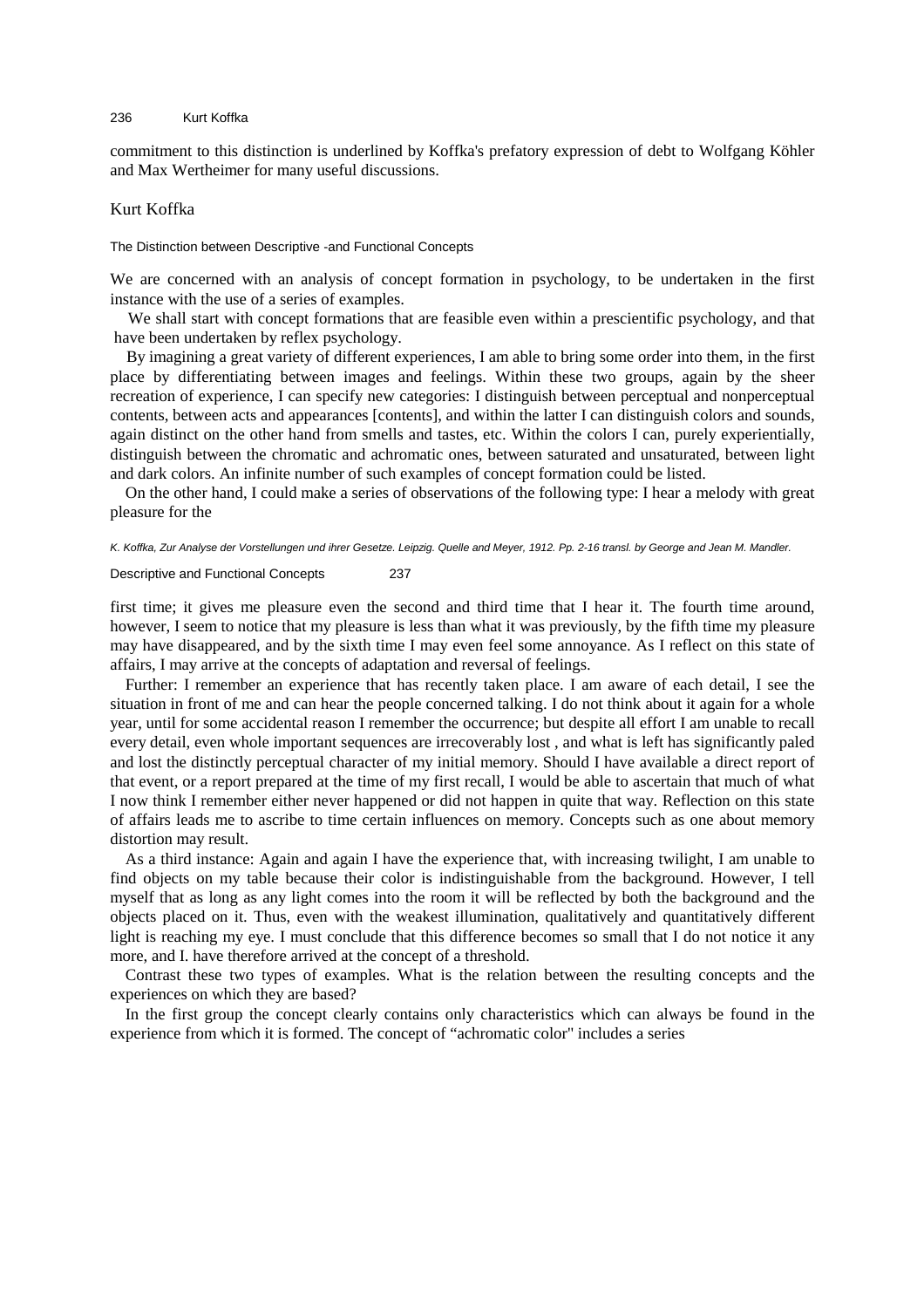commitment to this distinction is underlined by Koffka's prefatory expression of debt to Wolfgang Köhler and Max Wertheimer for many useful discussions.

## Kurt Koffka

### The Distinction between Descriptive -and Functional Concepts

We are concerned with an analysis of concept formation in psychology, to be undertaken in the first instance with the use of a series of examples.

We shall start with concept formations that are feasible even within a prescientific psychology, and that have been undertaken by reflex psychology.

By imagining a great variety of different experiences, I am able to bring some order into them, in the first place by differentiating between images and feelings. Within these two groups, again by the sheer recreation of experience, I can specify new categories: I distinguish between perceptual and nonperceptual contents, between acts and appearances [contents], and within the latter I can distinguish colors and sounds, again distinct on the other hand from smells and tastes, etc. Within the colors I can, purely experientially, distinguish between the chromatic and achromatic ones, between saturated and unsaturated, between light and dark colors. An infinite number of such examples of concept formation could be listed.

On the other hand, I could make a series of observations of the following type: I hear a melody with great pleasure for the first time; it gives me pleasure even the second and third time that I hear it. The fourth time around, however, I seem to notice that my pleasure is less than what it was previously, by the fifth time my pleasure may have disappeared, and by the sixth time I may even feel some annoyance. As I reflect on this state of affairs, I may arrive at the concepts of adaptation and reversal of feelings.

Further: I remember an experience that has recently taken place. I am aware of each detail, I see the situation in front of me and can hear the people concerned talking. I do not think about it again for a whole year, until for some accidental reason I remember the occurrence; but despite all effort I am unable to recall every detail, even whole important sequences are irrecoverably lost , and what is left has significantly paled and lost the distinctly perceptual character of my initial memory. Should I have available a direct report of that event, or a report prepared at the time of my first recall, I would be able to ascertain that much of what I now think I remember either never happened or did not happen in quite that way. Reflection on this state of affairs leads me to ascribe to time certain influences on memory. Concepts such as one about memory distortion may result.

As a third instance: Again and again I have the experience that, with increasing twilight, I am unable to find objects on my table because their color is indistinguishable from the background. However, I tell myself that as long as any light comes into the room it will be reflected by both the background and the objects placed on it. Thus, even with the weakest illumination, qualitatively and quantitatively different light is reaching my eye. I must conclude that this difference becomes so small that I do not notice it any more, and I. have therefore arrived at the concept of a threshold.

Contrast these two types of examples. What is the relation between the resulting concepts and the experiences on which they are based?

In the first group the concept clearly contains only characteristics which can always be found in the experience from which it is formed. The concept of "achromatic color" includes a series

*K. Koffka, Zur Analyse der Vorstellungen und ihrer Gesetze. Leipzig. Quelle and Meyer, 1912. Pp. 2-16 transl. by George and Jean M. Mandler.*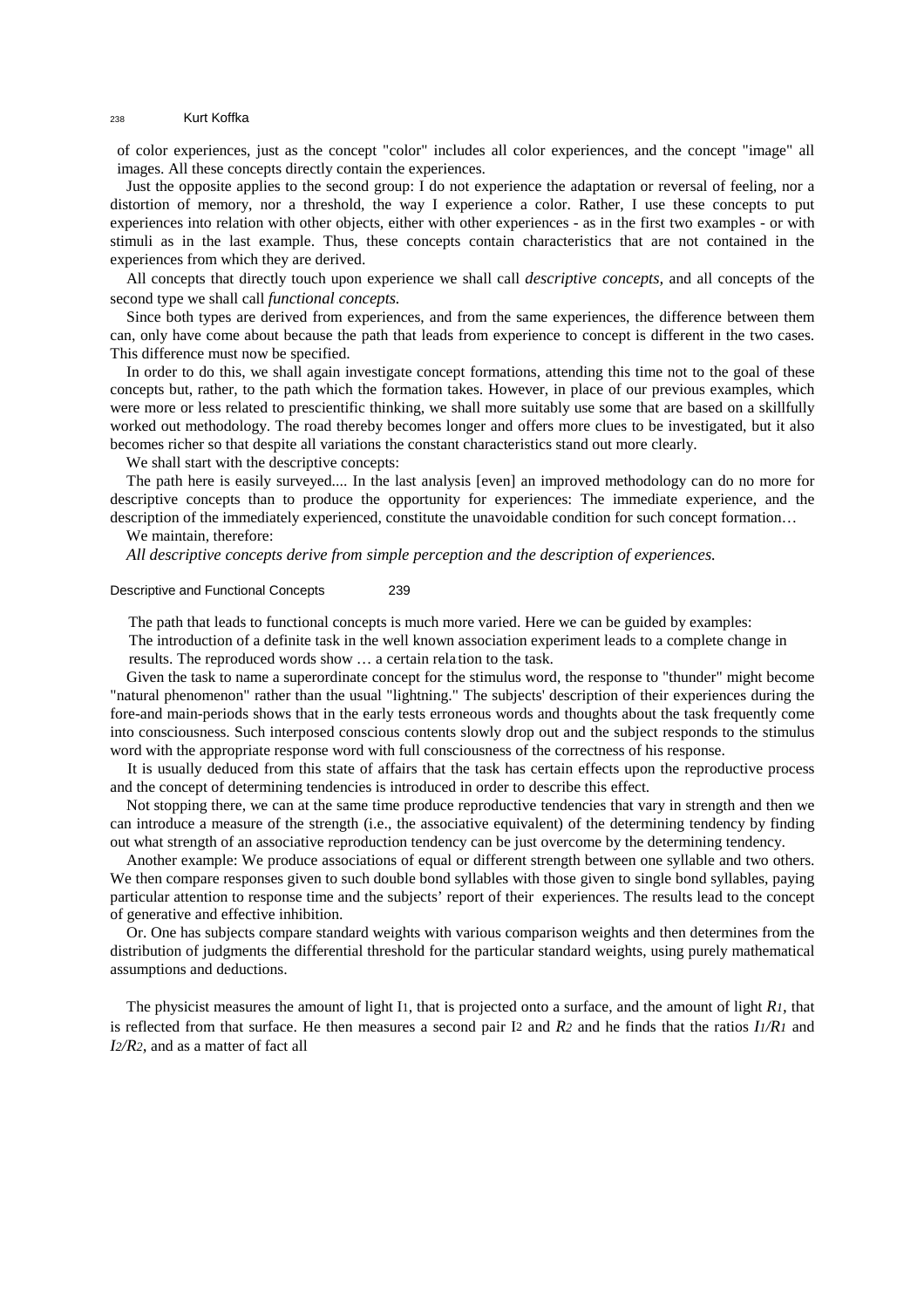of color experiences, just as the concept "color" includes all color experiences, and the concept "image" all images. All these concepts directly contain the experiences.

Just the opposite applies to the second group: I do not experience the adaptation or reversal of feeling, nor a distortion of memory, nor a threshold, the way I experience a color. Rather, I use these concepts to put experiences into relation with other objects, either with other experiences - as in the first two examples - or with stimuli as in the last example. Thus, these concepts contain characteristics that are not contained in the experiences from which they are derived.

All concepts that directly touch upon experience we shall call *descriptive concepts,* and all concepts of the second type we shall call *functional concepts.*

Since both types are derived from experiences, and from the same experiences, the difference between them can, only have come about because the path that leads from experience to concept is different in the two cases. This difference must now be specified.

In order to do this, we shall again investigate concept formations, attending this time not to the goal of these concepts but, rather, to the path which the formation takes. However, in place of our previous examples, which were more or less related to prescientific thinking, we shall more suitably use some that are based on a skillfully worked out methodology. The road thereby becomes longer and offers more clues to be investigated, but it also becomes richer so that despite all variations the constant characteristics stand out more clearly.

We shall start with the descriptive concepts:

The path here is easily surveyed.... In the last analysis [even] an improved methodology can do no more for descriptive concepts than to produce the opportunity for experiences: The immediate experience, and the description of the immediately experienced, constitute the unavoidable condition for such concept formation…

We maintain, therefore:

*All descriptive concepts derive from simple perception and the description of experiences.*

The path that leads to functional concepts is much more varied. Here we can be guided by examples:

The introduction of a definite task in the well known association experiment leads to a complete change in results. The reproduced words show … a certain relation to the task.

Given the task to name a superordinate concept for the stimulus word, the response to "thunder" might become "natural phenomenon" rather than the usual "lightning." The subjects' description of their experiences during the fore-and main-periods shows that in the early tests erroneous words and thoughts about the task frequently come into consciousness. Such interposed conscious contents slowly drop out and the subject responds to the stimulus word with the appropriate response word with full consciousness of the correctness of his response.

It is usually deduced from this state of affairs that the task has certain effects upon the reproductive process and the concept of determining tendencies is introduced in order to describe this effect.

Not stopping there, we can at the same time produce reproductive tendencies that vary in strength and then we can introduce a measure of the strength (i.e., the associative equivalent) of the determining tendency by finding out what strength of an associative reproduction tendency can be just overcome by the determining tendency.

Another example: We produce associations of equal or different strength between one syllable and two others. We then compare responses given to such double bond syllables with those given to single bond syllables, paying particular attention to response time and the subjects' report of their experiences. The results lead to the concept of generative and effective inhibition.

Or. One has subjects compare standard weights with various comparison weights and then determines from the distribution of judgments the differential threshold for the particular standard weights, using purely mathematical assumptions and deductions.

The physicist measures the amount of light $I_1$, that is projected onto a surface, and the amount of light $R_1$, that is reflected from that surface. He then measures a second pair $I_2$ and $R_2$ and he finds that the ratios $I_1/R_1$ and $I_2/R_2$, and as a matter of fact all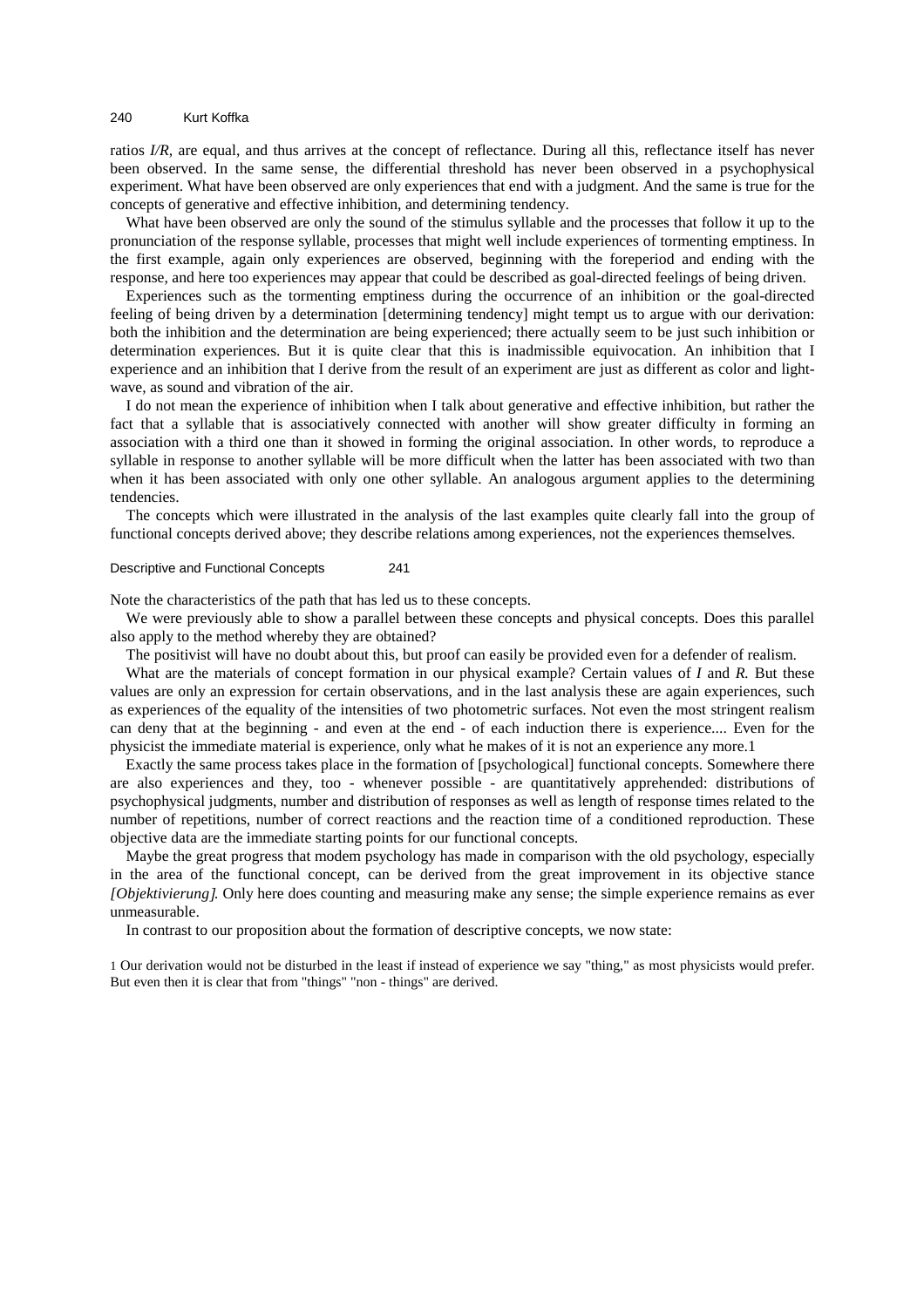ratios $I/R$, are equal, and thus arrives at the concept of reflectance. During all this, reflectance itself has never been observed. In the same sense, the differential threshold has never been observed in a psychophysical experiment. What have been observed are only experiences that end with a judgment. And the same is true for the concepts of generative and effective inhibition, and determining tendency.

What have been observed are only the sound of the stimulus syllable and the processes that follow it up to the pronunciation of the response syllable, processes that might well include experiences of tormenting emptiness. In the first example, again only experiences are observed, beginning with the foreperiod and ending with the response, and here too experiences may appear that could be described as goal-directed feelings of being driven.

Experiences such as the tormenting emptiness during the occurrence of an inhibition or the goal-directed feeling of being driven by a determination [determining tendency] might tempt us to argue with our derivation: both the inhibition and the determination are being experienced; there actually seem to be just such inhibition or determination experiences. But it is quite clear that this is inadmissible equivocation. An inhibition that I experience and an inhibition that I derive from the result of an experiment are just as different as color and light-wave, as sound and vibration of the air.

I do not mean the experience of inhibition when I talk about generative and effective inhibition, but rather the fact that a syllable that is associatively connected with another will show greater difficulty in forming an association with a third one than it showed in forming the original association. In other words, to reproduce a syllable in response to another syllable will be more difficult when the latter has been associated with two than when it has been associated with only one other syllable. An analogous argument applies to the determining tendencies.

The concepts which were illustrated in the analysis of the last examples quite clearly fall into the group of functional concepts derived above; they describe relations among experiences, not the experiences themselves.

Note the characteristics of the path that has led us to these concepts.

We were previously able to show a parallel between these concepts and physical concepts. Does this parallel also apply to the method whereby they are obtained?

The positivist will have no doubt about this, but proof can easily be provided even for a defender of realism.

What are the materials of concept formation in our physical example? Certain values of $I$ and $R$. But these values are only an expression for certain observations, and in the last analysis these are again experiences, such as experiences of the equality of the intensities of two photometric surfaces. Not even the most stringent realism can deny that at the beginning - and even at the end - of each induction there is experience.... Even for the physicist the immediate material is experience, only what he makes of it is not an experience any more.[1]

Exactly the same process takes place in the formation of [psychological] functional concepts. Somewhere there are also experiences and they, too - whenever possible - are quantitatively apprehended: distributions of psychophysical judgments, number and distribution of responses as well as length of response times related to the number of repetitions, number of correct reactions and the reaction time of a conditioned reproduction. These objective data are the immediate starting points for our functional concepts.

Maybe the great progress that modem psychology has made in comparison with the old psychology, especially in the area of the functional concept, can be derived from the great improvement in its objective stance *[Objektivierung]*. Only here does counting and measuring make any sense; the simple experience remains as ever unmeasurable.

In contrast to our proposition about the formation of descriptive concepts, we now state:

[1] Our derivation would not be disturbed in the least if instead of experience we say "thing," as most physicists would prefer. But even then it is clear that from "things" "non - things" are derived.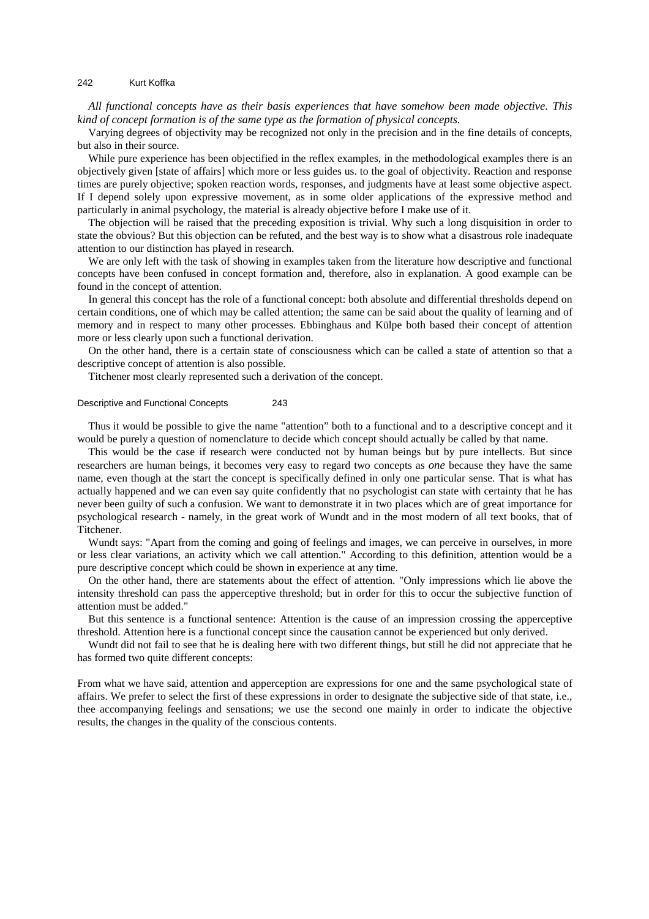*All functional concepts have as their basis experiences that have somehow been made objective. This kind of concept formation is of the same type as the formation of physical concepts.*

Varying degrees of objectivity may be recognized not only in the precision and in the fine details of concepts, but also in their source.

While pure experience has been objectified in the reflex examples, in the methodological examples there is an objectively given [state of affairs] which more or less guides us. to the goal of objectivity. Reaction and response times are purely objective; spoken reaction words, responses, and judgments have at least some objective aspect. If I depend solely upon expressive movement, as in some older applications of the expressive method and particularly in animal psychology, the material is already objective before I make use of it.

The objection will be raised that the preceding exposition is trivial. Why such a long disquisition in order to state the obvious? But this objection can be refuted, and the best way is to show what a disastrous role inadequate attention to our distinction has played in research.

We are only left with the task of showing in examples taken from the literature how descriptive and functional concepts have been confused in concept formation and, therefore, also in explanation. A good example can be found in the concept of attention.

In general this concept has the role of a functional concept: both absolute and differential thresholds depend on certain conditions, one of which may be called attention; the same can be said about the quality of learning and of memory and in respect to many other processes. Ebbinghaus and Külpe both based their concept of attention more or less clearly upon such a functional derivation.

On the other hand, there is a certain state of consciousness which can be called a state of attention so that a descriptive concept of attention is also possible.

Titchener most clearly represented such a derivation of the concept.

Thus it would be possible to give the name "attention" both to a functional and to a descriptive concept and it would be purely a question of nomenclature to decide which concept should actually be called by that name.

This would be the case if research were conducted not by human beings but by pure intellects. But since researchers are human beings, it becomes very easy to regard two concepts as *one* because they have the same name, even though at the start the concept is specifically defined in only one particular sense. That is what has actually happened and we can even say quite confidently that no psychologist can state with certainty that he has never been guilty of such a confusion. We want to demonstrate it in two places which are of great importance for psychological research - namely, in the great work of Wundt and in the most modern of all text books, that of Titchener.

Wundt says: "Apart from the coming and going of feelings and images, we can perceive in ourselves, in more or less clear variations, an activity which we call attention." According to this definition, attention would be a pure descriptive concept which could be shown in experience at any time.

On the other hand, there are statements about the effect of attention. "Only impressions which lie above the intensity threshold can pass the apperceptive threshold; but in order for this to occur the subjective function of attention must be added."

But this sentence is a functional sentence: Attention is the cause of an impression crossing the apperceptive threshold. Attention here is a functional concept since the causation cannot be experienced but only derived.

Wundt did not fail to see that he is dealing here with two different things, but still he did not appreciate that he has formed two quite different concepts:

From what we have said, attention and apperception are expressions for one and the same psychological state of affairs. We prefer to select the first of these expressions in order to designate the subjective side of that state, i.e., thee accompanying feelings and sensations; we use the second one mainly in order to indicate the objective results, the changes in the quality of the conscious contents.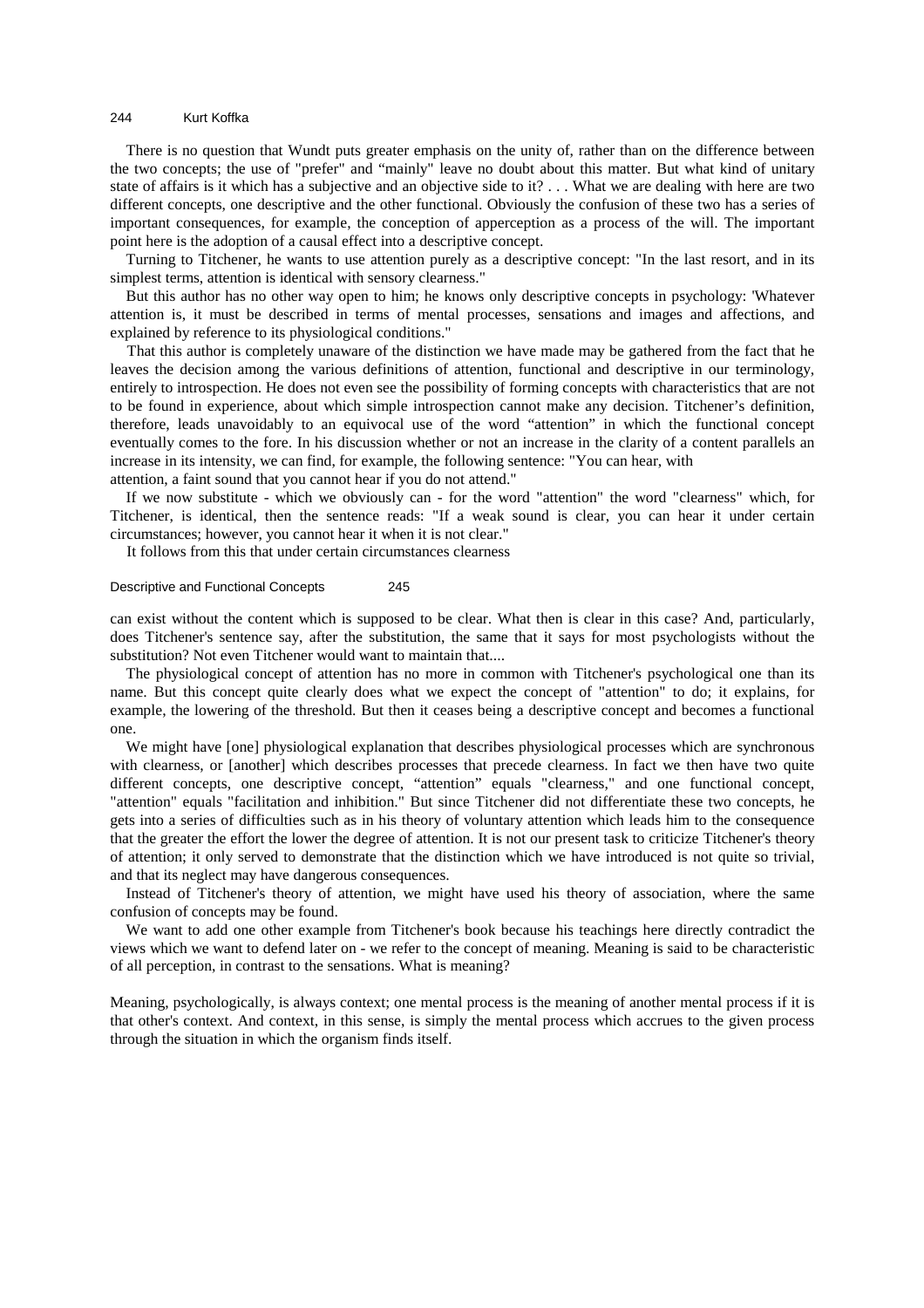There is no question that Wundt puts greater emphasis on the unity of, rather than on the difference between the two concepts; the use of "prefer" and "mainly" leave no doubt about this matter. But what kind of unitary state of affairs is it which has a subjective and an objective side to it? . . . What we are dealing with here are two different concepts, one descriptive and the other functional. Obviously the confusion of these two has a series of important consequences, for example, the conception of apperception as a process of the will. The important point here is the adoption of a causal effect into a descriptive concept.

Turning to Titchener, he wants to use attention purely as a descriptive concept: "In the last resort, and in its simplest terms, attention is identical with sensory clearness."

But this author has no other way open to him; he knows only descriptive concepts in psychology: 'Whatever attention is, it must be described in terms of mental processes, sensations and images and affections, and explained by reference to its physiological conditions."

That this author is completely unaware of the distinction we have made may be gathered from the fact that he leaves the decision among the various definitions of attention, functional and descriptive in our terminology, entirely to introspection. He does not even see the possibility of forming concepts with characteristics that are not to be found in experience, about which simple introspection cannot make any decision. Titchener's definition, therefore, leads unavoidably to an equivocal use of the word "attention" in which the functional concept eventually comes to the fore. In his discussion whether or not an increase in the clarity of a content parallels an increase in its intensity, we can find, for example, the following sentence: "You can hear, with attention, a faint sound that you cannot hear if you do not attend."

If we now substitute - which we obviously can - for the word "attention" the word "clearness" which, for Titchener, is identical, then the sentence reads: "If a weak sound is clear, you can hear it under certain circumstances; however, you cannot hear it when it is not clear."

It follows from this that under certain circumstances clearness can exist without the content which is supposed to be clear. What then is clear in this case? And, particularly, does Titchener's sentence say, after the substitution, the same that it says for most psychologists without the substitution? Not even Titchener would want to maintain that....

The physiological concept of attention has no more in common with Titchener's psychological one than its name. But this concept quite clearly does what we expect the concept of "attention" to do; it explains, for example, the lowering of the threshold. But then it ceases being a descriptive concept and becomes a functional one.

We might have [one] physiological explanation that describes physiological processes which are synchronous with clearness, or [another] which describes processes that precede clearness. In fact we then have two quite different concepts, one descriptive concept, "attention" equals "clearness," and one functional concept, "attention" equals "facilitation and inhibition." But since Titchener did not differentiate these two concepts, he gets into a series of difficulties such as in his theory of voluntary attention which leads him to the consequence that the greater the effort the lower the degree of attention. It is not our present task to criticize Titchener's theory of attention; it only served to demonstrate that the distinction which we have introduced is not quite so trivial, and that its neglect may have dangerous consequences.

Instead of Titchener's theory of attention, we might have used his theory of association, where the same confusion of concepts may be found.

We want to add one other example from Titchener's book because his teachings here directly contradict the views which we want to defend later on - we refer to the concept of meaning. Meaning is said to be characteristic of all perception, in contrast to the sensations. What is meaning?

Meaning, psychologically, is always context; one mental process is the meaning of another mental process if it is that other's context. And context, in this sense, is simply the mental process which accrues to the given process through the situation in which the organism finds itself.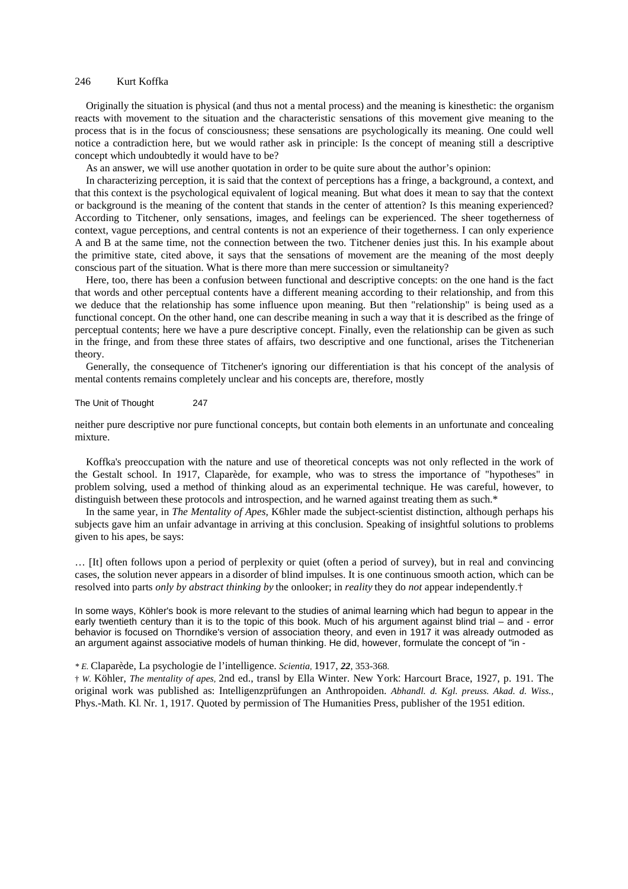Originally the situation is physical (and thus not a mental process) and the meaning is kinesthetic: the organism reacts with movement to the situation and the characteristic sensations of this movement give meaning to the process that is in the focus of consciousness; these sensations are psychologically its meaning. One could well notice a contradiction here, but we would rather ask in principle: Is the concept of meaning still a descriptive concept which undoubtedly it would have to be?

As an answer, we will use another quotation in order to be quite sure about the author's opinion:

In characterizing perception, it is said that the context of perceptions has a fringe, a background, a context, and that this context is the psychological equivalent of logical meaning. But what does it mean to say that the context or background is the meaning of the content that stands in the center of attention? Is this meaning experienced? According to Titchener, only sensations, images, and feelings can be experienced. The sheer togetherness of context, vague perceptions, and central contents is not an experience of their togetherness. I can only experience A and B at the same time, not the connection between the two. Titchener denies just this. In his example about the primitive state, cited above, it says that the sensations of movement are the meaning of the most deeply conscious part of the situation. What is there more than mere succession or simultaneity?

Here, too, there has been a confusion between functional and descriptive concepts: on the one hand is the fact that words and other perceptual contents have a different meaning according to their relationship, and from this we deduce that the relationship has some influence upon meaning. But then "relationship" is being used as a functional concept. On the other hand, one can describe meaning in such a way that it is described as the fringe of perceptual contents; here we have a pure descriptive concept. Finally, even the relationship can be given as such in the fringe, and from these three states of affairs, two descriptive and one functional, arises the Titchenerian theory.

Generally, the consequence of Titchener's ignoring our differentiation is that his concept of the analysis of mental contents remains completely unclear and his concepts are, therefore, mostly neither pure descriptive nor pure functional concepts, but contain both elements in an unfortunate and concealing mixture.

Koffka's preoccupation with the nature and use of theoretical concepts was not only reflected in the work of the Gestalt school. In 1917, Claparède, for example, who was to stress the importance of "hypotheses" in problem solving, used a method of thinking aloud as an experimental technique. He was careful, however, to distinguish between these protocols and introspection, and he warned against treating them as such.*

In the same year, in *The Mentality of Apes*, K6hler made the subject-scientist distinction, although perhaps his subjects gave him an unfair advantage in arriving at this conclusion. Speaking of insightful solutions to problems given to his apes, be says:

… [It] often follows upon a period of perplexity or quiet (often a period of survey), but in real and convincing cases, the solution never appears in a disorder of blind impulses. It is one continuous smooth action, which can be resolved into parts *only by abstract thinking by* the onlooker; in *reality* they do *not* appear independently.†

In some ways, Köhler's book is more relevant to the studies of animal learning which had begun to appear in the early twentieth century than it is to the topic of this book. Much of his argument against blind trial – and - error behavior is focused on Thorndike's version of association theory, and even in 1917 it was already outmoded as an argument against associative models of human thinking. He did, however, formulate the concept of "in -

\* *E.* Claparède, La psychologie de l'intelligence. *Scientia,* 1917, ***22***, 353-368.

† *W.* Köhler, *The mentality of apes,* 2nd ed., transl by Ella Winter. New York: Harcourt Brace, 1927, p. 191. The original work was published as: Intelligenzprüfungen an Anthropoiden. *Abhandl. d. Kgl. preuss. Akad. d. Wiss.,* Phys.-Math. Kl. Nr. 1, 1917. Quoted by permission of The Humanities Press, publisher of the 1951 edition.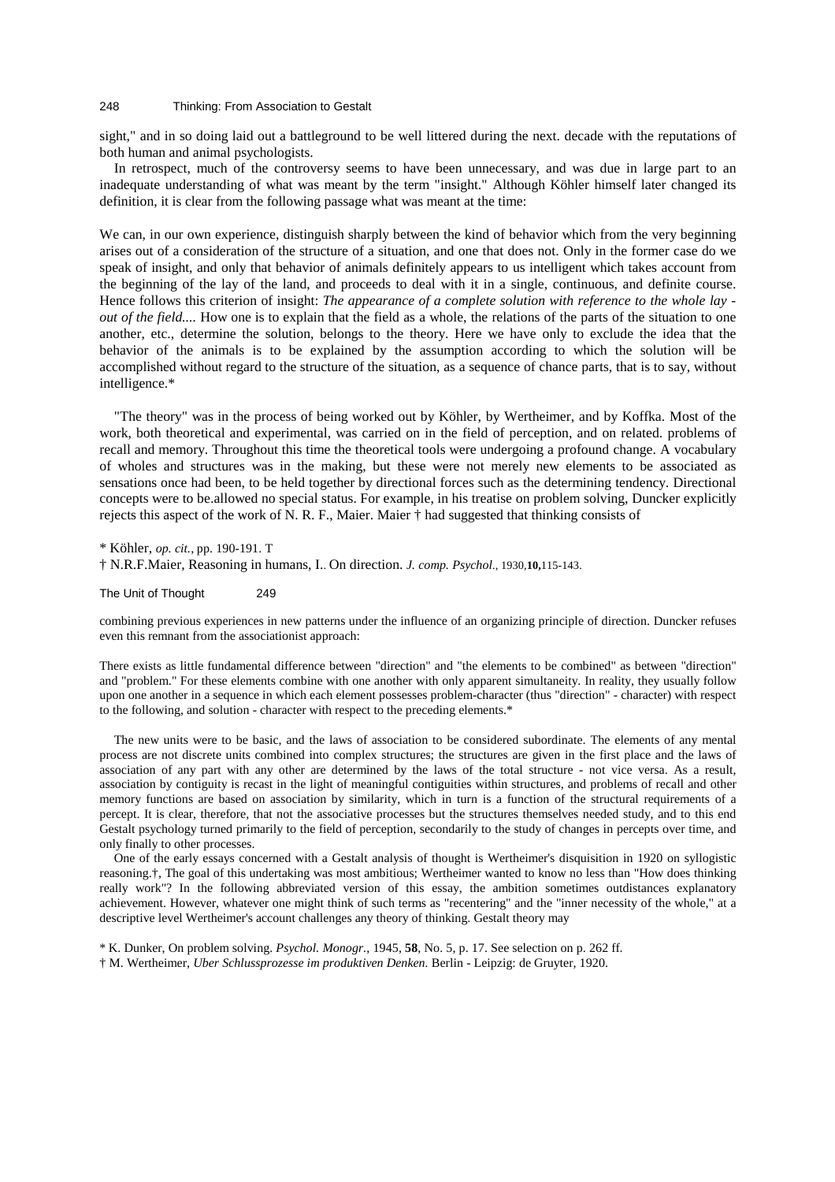sight," and in so doing laid out a battleground to be well littered during the next. decade with the reputations of both human and animal psychologists.

In retrospect, much of the controversy seems to have been unnecessary, and was due in large part to an inadequate understanding of what was meant by the term "insight." Although Köhler himself later changed its definition, it is clear from the following passage what was meant at the time:

We can, in our own experience, distinguish sharply between the kind of behavior which from the very beginning arises out of a consideration of the structure of a situation, and one that does not. Only in the former case do we speak of insight, and only that behavior of animals definitely appears to us intelligent which takes account from the beginning of the lay of the land, and proceeds to deal with it in a single, continuous, and definite course. Hence follows this criterion of insight: *The appearance of a complete solution with reference to the whole lay - out of the field....* How one is to explain that the field as a whole, the relations of the parts of the situation to one another, etc., determine the solution, belongs to the theory. Here we have only to exclude the idea that the behavior of the animals is to be explained by the assumption according to which the solution will be accomplished without regard to the structure of the situation, as a sequence of chance parts, that is to say, without intelligence.*

"The theory" was in the process of being worked out by Köhler, by Wertheimer, and by Koffka. Most of the work, both theoretical and experimental, was carried on in the field of perception, and on related. problems of recall and memory. Throughout this time the theoretical tools were undergoing a profound change. A vocabulary of wholes and structures was in the making, but these were not merely new elements to be associated as sensations once had been, to be held together by directional forces such as the determining tendency. Directional concepts were to be.allowed no special status. For example, in his treatise on problem solving, Duncker explicitly rejects this aspect of the work of N. R. F., Maier. Maier † had suggested that thinking consists of

\* Köhler, *op. cit.*, pp. 190-191. T

† N.R.F.Maier, Reasoning in humans, I.. On direction. *J. comp. Psychol*., 1930,**10,**115-143.

combining previous experiences in new patterns under the influence of an organizing principle of direction. Duncker refuses even this remnant from the associationist approach:

There exists as little fundamental difference between "direction" and "the elements to be combined" as between "direction" and "problem." For these elements combine with one another with only apparent simultaneity. In reality, they usually follow upon one another in a sequence in which each element possesses problem-character (thus "direction" - character) with respect to the following, and solution - character with respect to the preceding elements.*

The new units were to be basic, and the laws of association to be considered subordinate. The elements of any mental process are not discrete units combined into complex structures; the structures are given in the first place and the laws of association of any part with any other are determined by the laws of the total structure - not vice versa. As a result, association by contiguity is recast in the light of meaningful contiguities within structures, and problems of recall and other memory functions are based on association by similarity, which in turn is a function of the structural requirements of a percept. It is clear, therefore, that not the associative processes but the structures themselves needed study, and to this end Gestalt psychology turned primarily to the field of perception, secondarily to the study of changes in percepts over time, and only finally to other processes.

One of the early essays concerned with a Gestalt analysis of thought is Wertheimer's disquisition in 1920 on syllogistic reasoning.†, The goal of this undertaking was most ambitious; Wertheimer wanted to know no less than "How does thinking really work"? In the following abbreviated version of this essay, the ambition sometimes outdistances explanatory achievement. However, whatever one might think of such terms as "recentering" and the "inner necessity of the whole," at a descriptive level Wertheimer's account challenges any theory of thinking. Gestalt theory may

\* K. Dunker, On problem solving. *Psychol. Monogr.*, 1945, **58**, No. 5, p. 17. See selection on p. 262 ff.

† M. Wertheimer, *Uber Schlussprozesse im produktiven Denken*. Berlin - Leipzig: de Gruyter, 1920.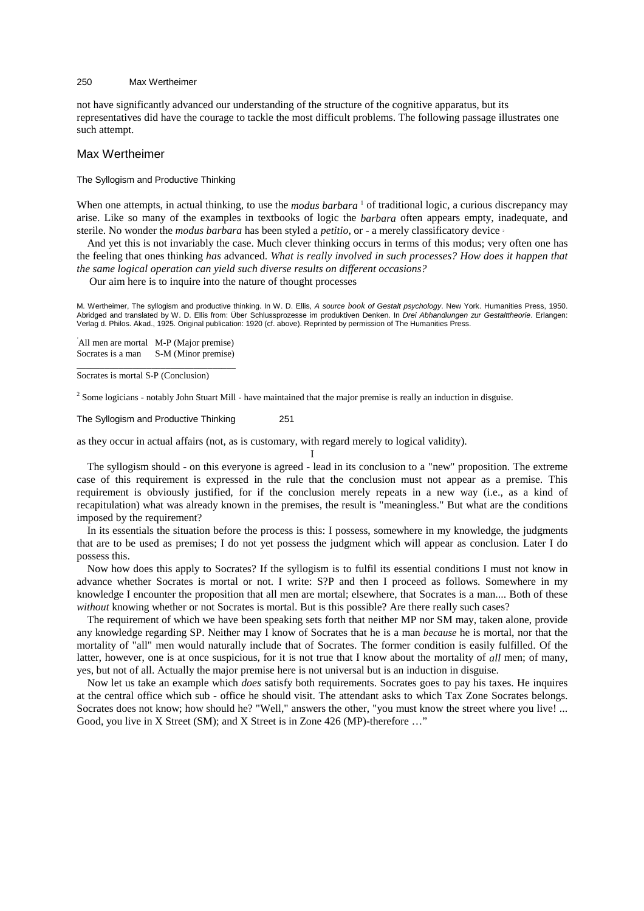not have significantly advanced our understanding of the structure of the cognitive apparatus, but its representatives did have the courage to tackle the most difficult problems. The following passage illustrates one such attempt.

## Max Wertheimer

### The Syllogism and Productive Thinking

When one attempts, in actual thinking, to use the *modus barbara* [1] of traditional logic, a curious discrepancy may arise. Like so many of the examples in textbooks of logic the *barbara* often appears empty, inadequate, and sterile. No wonder the *modus barbara* has been styled a *petitio,* or - a merely classificatory device [2]

And yet this is not invariably the case. Much clever thinking occurs in terms of this modus; very often one has the feeling that ones thinking *has* advanced. *What is really involved in such processes? How does it happen that the same logical operation can yield such diverse results on different occasions?*

Our aim here is to inquire into the nature of thought processes as they occur in actual affairs (not, as is customary, with regard merely to logical validity).

M. Wertheimer, The syllogism and productive thinking. In W. D. Ellis, *A source book of Gestalt psychology*. New York. Humanities Press, 1950. Abridged and translated by W. D. Ellis from: Über Schlussprozesse im produktiven Denken. In *Drei Abhandlungen zur Gestalttheorie*. Erlangen: Verlag d. Philos. Akad., 1925. Original publication: 1920 (cf. above). Reprinted by permission of The Humanities Press.

[1] All men are mortal M-P (Major premise)
Socrates is a man S-M (Minor premise)

---

Socrates is mortal S-P (Conclusion)

[2] Some logicians - notably John Stuart Mill - have maintained that the major premise is really an induction in disguise.

I

The syllogism should - on this everyone is agreed - lead in its conclusion to a "new" proposition. The extreme case of this requirement is expressed in the rule that the conclusion must not appear as a premise. This requirement is obviously justified, for if the conclusion merely repeats in a new way (i.e., as a kind of recapitulation) what was already known in the premises, the result is "meaningless." But what are the conditions imposed by the requirement?

In its essentials the situation before the process is this: I possess, somewhere in my knowledge, the judgments that are to be used as premises; I do not yet possess the judgment which will appear as conclusion. Later I do possess this.

Now how does this apply to Socrates? If the syllogism is to fulfil its essential conditions I must not know in advance whether Socrates is mortal or not. I write: S?P and then I proceed as follows. Somewhere in my knowledge I encounter the proposition that all men are mortal; elsewhere, that Socrates is a man.... Both of these *without* knowing whether or not Socrates is mortal. But is this possible? Are there really such cases?

The requirement of which we have been speaking sets forth that neither MP nor SM may, taken alone, provide any knowledge regarding SP. Neither may I know of Socrates that he is a man *because* he is mortal, nor that the mortality of "all" men would naturally include that of Socrates. The former condition is easily fulfilled. Of the latter, however, one is at once suspicious, for it is not true that I know about the mortality of *all* men; of many, yes, but not of all. Actually the major premise here is not universal but is an induction in disguise.

Now let us take an example which *does* satisfy both requirements. Socrates goes to pay his taxes. He inquires at the central office which sub - office he should visit. The attendant asks to which Tax Zone Socrates belongs. Socrates does not know; how should he? "Well," answers the other, "you must know the street where you live! ... Good, you live in X Street (SM); and X Street is in Zone 426 (MP)-therefore …"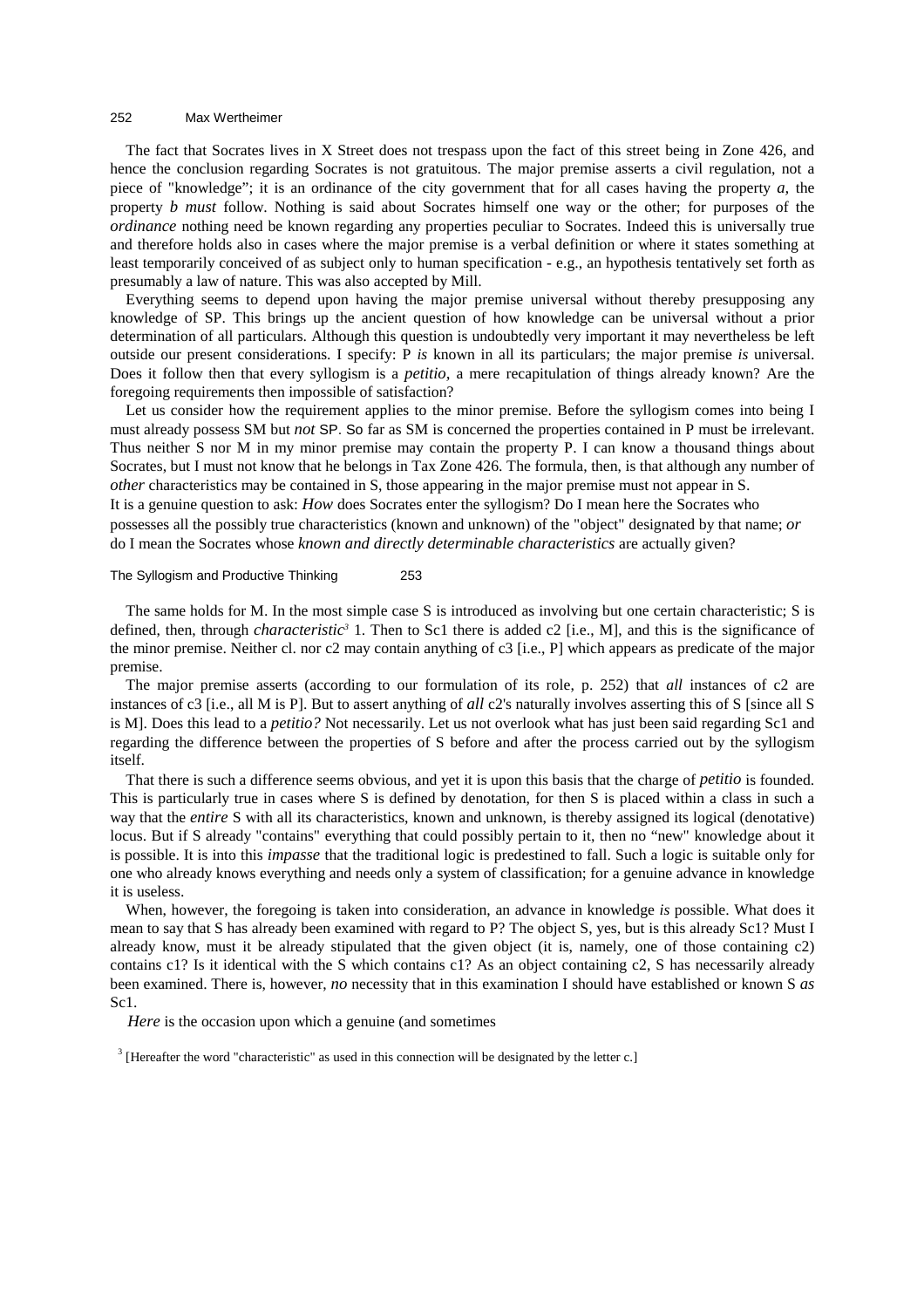The fact that Socrates lives in X Street does not trespass upon the fact of this street being in Zone 426, and hence the conclusion regarding Socrates is not gratuitous. The major premise asserts a civil regulation, not a piece of "knowledge"; it is an ordinance of the city government that for all cases having the property *a*, the property *b must* follow. Nothing is said about Socrates himself one way or the other; for purposes of the *ordinance* nothing need be known regarding any properties peculiar to Socrates. Indeed this is universally true and therefore holds also in cases where the major premise is a verbal definition or where it states something at least temporarily conceived of as subject only to human specification - e.g., an hypothesis tentatively set forth as presumably a law of nature. This was also accepted by Mill.

Everything seems to depend upon having the major premise universal without thereby presupposing any knowledge of SP. This brings up the ancient question of how knowledge can be universal without a prior determination of all particulars. Although this question is undoubtedly very important it may nevertheless be left outside our present considerations. I specify: P *is* known in all its particulars; the major premise *is* universal. Does it follow then that every syllogism is a *petitio*, a mere recapitulation of things already known? Are the foregoing requirements then impossible of satisfaction?

Let us consider how the requirement applies to the minor premise. Before the syllogism comes into being I must already possess SM but *not* SP. So far as SM is concerned the properties contained in P must be irrelevant. Thus neither S nor M in my minor premise may contain the property P. I can know a thousand things about Socrates, but I must not know that he belongs in Tax Zone 426. The formula, then, is that although any number of *other* characteristics may be contained in S, those appearing in the major premise must not appear in S.

It is a genuine question to ask: *How* does Socrates enter the syllogism? Do I mean here the Socrates who possesses all the possibly true characteristics (known and unknown) of the "object" designated by that name; *or* do I mean the Socrates whose *known and directly determinable characteristics* are actually given?

The same holds for M. In the most simple case S is introduced as involving but one certain characteristic; S is defined, then, through *characteristic*[3] 1. Then to Sc1 there is added c2 [i.e., M], and this is the significance of the minor premise. Neither cl. nor c2 may contain anything of c3 [i.e., P] which appears as predicate of the major premise.

The major premise asserts (according to our formulation of its role, p. 252) that *all* instances of c2 are instances of c3 [i.e., all M is P]. But to assert anything of *all* c2's naturally involves asserting this of S [since all S is M]. Does this lead to a *petitio?* Not necessarily. Let us not overlook what has just been said regarding Sc1 and regarding the difference between the properties of S before and after the process carried out by the syllogism itself.

That there is such a difference seems obvious, and yet it is upon this basis that the charge of *petitio* is founded. This is particularly true in cases where S is defined by denotation, for then S is placed within a class in such a way that the *entire* S with all its characteristics, known and unknown, is thereby assigned its logical (denotative) locus. But if S already "contains" everything that could possibly pertain to it, then no "new" knowledge about it is possible. It is into this *impasse* that the traditional logic is predestined to fall. Such a logic is suitable only for one who already knows everything and needs only a system of classification; for a genuine advance in knowledge it is useless.

When, however, the foregoing is taken into consideration, an advance in knowledge *is* possible. What does it mean to say that S has already been examined with regard to P? The object S, yes, but is this already Sc1? Must I already know, must it be already stipulated that the given object (it is, namely, one of those containing c2) contains c1? Is it identical with the S which contains c1? As an object containing c2, S has necessarily already been examined. There is, however, *no* necessity that in this examination I should have established or known S *as* Sc1.

*Here* is the occasion upon which a genuine (and sometimes

[3] [Hereafter the word "characteristic" as used in this connection will be designated by the letter c.]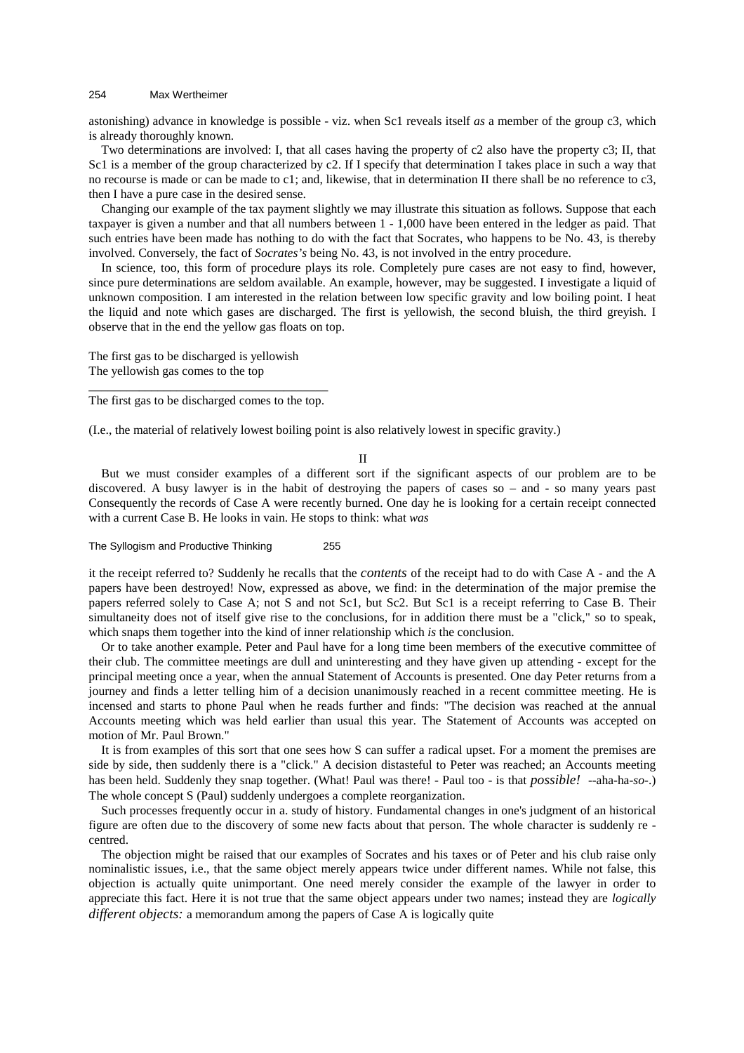astonishing) advance in knowledge is possible - viz. when Sc1 reveals itself *as* a member of the group c3, which is already thoroughly known.

Two determinations are involved: I, that all cases having the property of c2 also have the property c3; II, that Sc1 is a member of the group characterized by c2. If I specify that determination I takes place in such a way that no recourse is made or can be made to c1; and, likewise, that in determination II there shall be no reference to c3, then I have a pure case in the desired sense.

Changing our example of the tax payment slightly we may illustrate this situation as follows. Suppose that each taxpayer is given a number and that all numbers between 1 - 1,000 have been entered in the ledger as paid. That such entries have been made has nothing to do with the fact that Socrates, who happens to be No. 43, is thereby involved. Conversely, the fact of *Socrates's* being No. 43, is not involved in the entry procedure.

In science, too, this form of procedure plays its role. Completely pure cases are not easy to find, however, since pure determinations are seldom available. An example, however, may be suggested. I investigate a liquid of unknown composition. I am interested in the relation between low specific gravity and low boiling point. I heat the liquid and note which gases are discharged. The first is yellowish, the second bluish, the third greyish. I observe that in the end the yellow gas floats on top.

The first gas to be discharged is yellowish
The yellowish gas comes to the top

---

The first gas to be discharged comes to the top.

(I.e., the material of relatively lowest boiling point is also relatively lowest in specific gravity.)

II

But we must consider examples of a different sort if the significant aspects of our problem are to be discovered. A busy lawyer is in the habit of destroying the papers of cases so – and - so many years past Consequently the records of Case A were recently burned. One day he is looking for a certain receipt connected with a current Case B. He looks in vain. He stops to think: what *was* it the receipt referred to? Suddenly he recalls that the *contents* of the receipt had to do with Case A - and the A papers have been destroyed! Now, expressed as above, we find: in the determination of the major premise the papers referred solely to Case A; not S and not Sc1, but Sc2. But Sc1 is a receipt referring to Case B. Their simultaneity does not of itself give rise to the conclusions, for in addition there must be a "click," so to speak, which snaps them together into the kind of inner relationship which *is* the conclusion.

Or to take another example. Peter and Paul have for a long time been members of the executive committee of their club. The committee meetings are dull and uninteresting and they have given up attending - except for the principal meeting once a year, when the annual Statement of Accounts is presented. One day Peter returns from a journey and finds a letter telling him of a decision unanimously reached in a recent committee meeting. He is incensed and starts to phone Paul when he reads further and finds: "The decision was reached at the annual Accounts meeting which was held earlier than usual this year. The Statement of Accounts was accepted on motion of Mr. Paul Brown."

It is from examples of this sort that one sees how S can suffer a radical upset. For a moment the premises are side by side, then suddenly there is a "click." A decision distasteful to Peter was reached; an Accounts meeting has been held. Suddenly they snap together. (What! Paul was there! - Paul too - is that *possible!* --aha-ha-*so*-.) The whole concept S (Paul) suddenly undergoes a complete reorganization.

Such processes frequently occur in a. study of history. Fundamental changes in one's judgment of an historical figure are often due to the discovery of some new facts about that person. The whole character is suddenly re - centred.

The objection might be raised that our examples of Socrates and his taxes or of Peter and his club raise only nominalistic issues, i.e., that the same object merely appears twice under different names. While not false, this objection is actually quite unimportant. One need merely consider the example of the lawyer in order to appreciate this fact. Here it is not true that the same object appears under two names; instead they are *logically different objects:* a memorandum among the papers of Case A is logically quite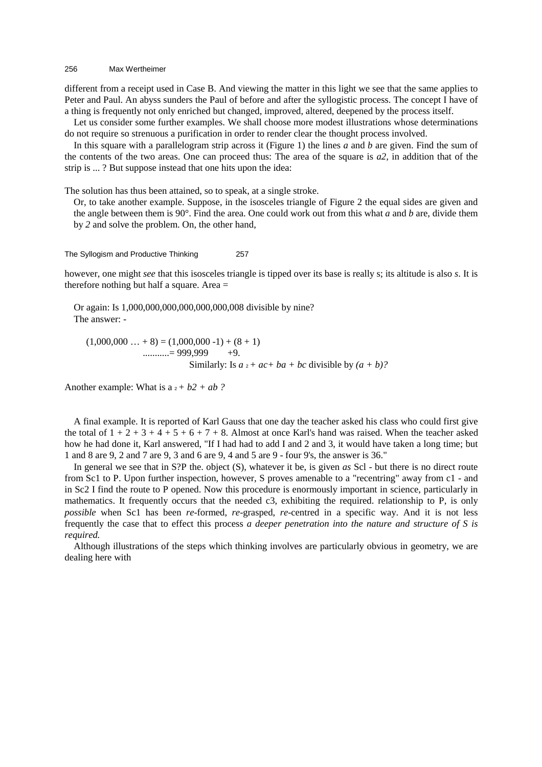different from a receipt used in Case B. And viewing the matter in this light we see that the same applies to Peter and Paul. An abyss sunders the Paul of before and after the syllogistic process. The concept I have of a thing is frequently not only enriched but changed, improved, altered, deepened by the process itself.

Let us consider some further examples. We shall choose more modest illustrations whose determinations do not require so strenuous a purification in order to render clear the thought process involved.

In this square with a parallelogram strip across it (Figure 1) the lines *a* and *b* are given. Find the sum of the contents of the two areas. One can proceed thus: The area of the square is $a^2$, in addition that of the strip is ... ? But suppose instead that one hits upon the idea:

The solution has thus been attained, so to speak, at a single stroke.

Or, to take another example. Suppose, in the isosceles triangle of Figure 2 the equal sides are given and the angle between them is 90°. Find the area. One could work out from this what *a* and *b* are, divide them by *2* and solve the problem. On, the other hand,

however, one might *see* that this isosceles triangle is tipped over its base is really s; its altitude is also *s*. It is therefore nothing but half a square. Area =

Or again: Is 1,000,000,000,000,000,000,008 divisible by nine?

The answer: -

$$(1{,}000{,}000 \ldots + 8) = (1{,}000{,}000 - 1) + (8 + 1)$$
$$\ldots\ldots\ldots = 999{,}999 \quad + 9.$$

Similarly: Is $a^2 + ac + ba + bc$ divisible by $(a + b)$?

Another example: What is $a^2 + b^2 + ab$ ?

A final example. It is reported of Karl Gauss that one day the teacher asked his class who could first give the total of 1 + 2 + 3 + 4 + 5 + 6 + 7 + 8. Almost at once Karl's hand was raised. When the teacher asked how he had done it, Karl answered, "If I had had to add I and 2 and 3, it would have taken a long time; but 1 and 8 are 9, 2 and 7 are 9, 3 and 6 are 9, 4 and 5 are 9 - four 9's, the answer is 36."

In general we see that in S?P the. object (S), whatever it be, is given *as* $Sc_1$ - but there is no direct route from $Sc_1$ to P. Upon further inspection, however, S proves amenable to a "recentring" away from $c_1$ - and in $Sc_2$ I find the route to P opened. Now this procedure is enormously important in science, particularly in mathematics. It frequently occurs that the needed $c_3$, exhibiting the required. relationship to P, is only *possible* when $Sc_1$ has been *re*-formed, *re*-grasped, *re*-centred in a specific way. And it is not less frequently the case that to effect this process *a deeper penetration into the nature and structure of S is required.*

Although illustrations of the steps which thinking involves are particularly obvious in geometry, we are dealing here with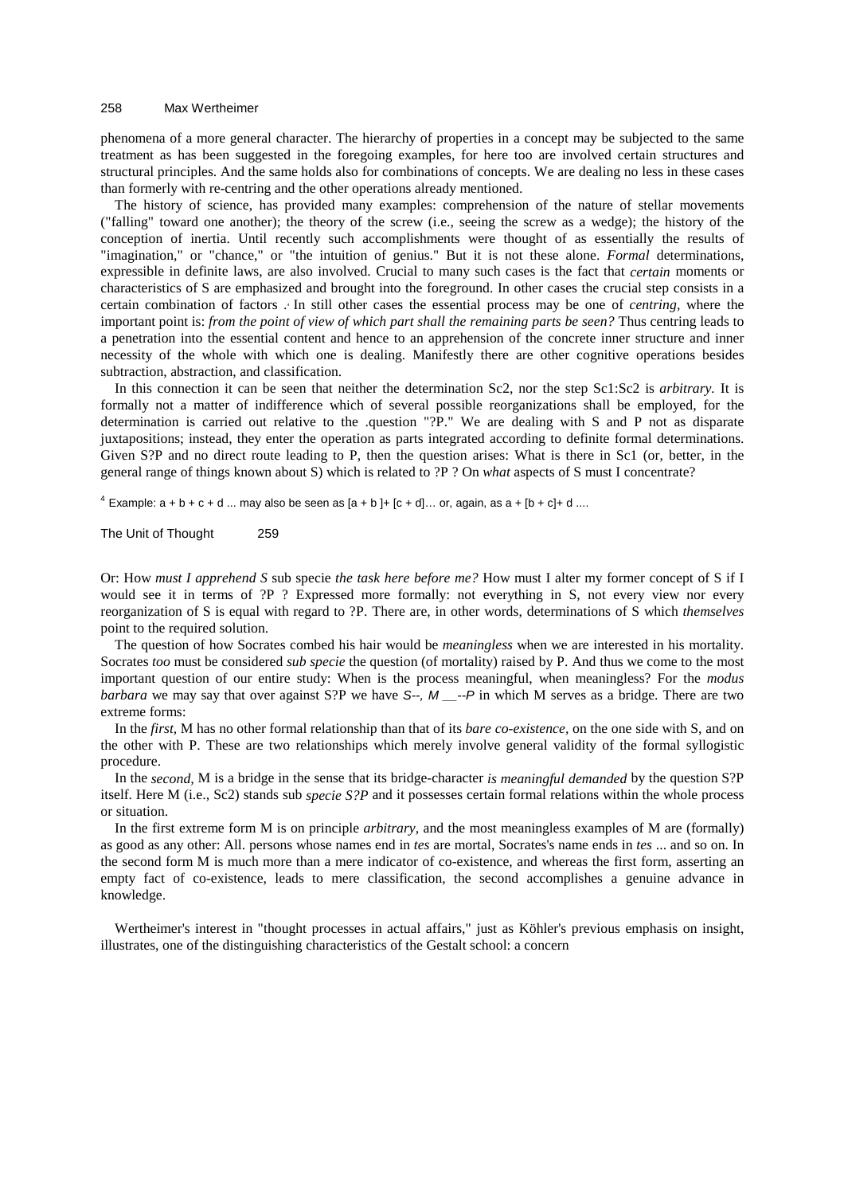phenomena of a more general character. The hierarchy of properties in a concept may be subjected to the same treatment as has been suggested in the foregoing examples, for here too are involved certain structures and structural principles. And the same holds also for combinations of concepts. We are dealing no less in these cases than formerly with re-centring and the other operations already mentioned.

The history of science, has provided many examples: comprehension of the nature of stellar movements ("falling" toward one another); the theory of the screw (i.e., seeing the screw as a wedge); the history of the conception of inertia. Until recently such accomplishments were thought of as essentially the results of "imagination," or "chance," or "the intuition of genius." But it is not these alone. *Formal* determinations, expressible in definite laws, are also involved. Crucial to many such cases is the fact that *certain* moments or characteristics of S are emphasized and brought into the foreground. In other cases the crucial step consists in a certain combination of factors .[4] In still other cases the essential process may be one of *centring*, where the important point is: *from the point of view of which part shall the remaining parts be seen?* Thus centring leads to a penetration into the essential content and hence to an apprehension of the concrete inner structure and inner necessity of the whole with which one is dealing. Manifestly there are other cognitive operations besides subtraction, abstraction, and classification.

In this connection it can be seen that neither the determination Sc2, nor the step Sc1:Sc2 is *arbitrary*. It is formally not a matter of indifference which of several possible reorganizations shall be employed, for the determination is carried out relative to the .question "?P." We are dealing with S and P not as disparate juxtapositions; instead, they enter the operation as parts integrated according to definite formal determinations. Given S?P and no direct route leading to P, then the question arises: What is there in Sc1 (or, better, in the general range of things known about S) which is related to ?P ? On *what* aspects of S must I concentrate?

[4] Example: a + b + c + d ... may also be seen as [a + b ]+ [c + d]… or, again, as a + [b + c]+ d ....

Or: How *must I apprehend S* sub specie *the task here before me?* How must I alter my former concept of S if I would see it in terms of ?P ? Expressed more formally: not everything in S, not every view nor every reorganization of S is equal with regard to ?P. There are, in other words, determinations of S which *themselves* point to the required solution.

The question of how Socrates combed his hair would be *meaningless* when we are interested in his mortality. Socrates *too* must be considered *sub specie* the question (of mortality) raised by P. And thus we come to the most important question of our entire study: When is the process meaningful, when meaningless? For the *modus barbara* we may say that over against S?P we have *S--, M \_\_--P* in which M serves as a bridge. There are two extreme forms:

In the *first*, M has no other formal relationship than that of its *bare co-existence*, on the one side with S, and on the other with P. These are two relationships which merely involve general validity of the formal syllogistic procedure.

In the *second*, M is a bridge in the sense that its bridge-character *is meaningful demanded* by the question S?P itself. Here M (i.e., Sc2) stands sub *specie S?P* and it possesses certain formal relations within the whole process or situation.

In the first extreme form M is on principle *arbitrary*, and the most meaningless examples of M are (formally) as good as any other: All. persons whose names end in *tes* are mortal, Socrates's name ends in *tes* ... and so on. In the second form M is much more than a mere indicator of co-existence, and whereas the first form, asserting an empty fact of co-existence, leads to mere classification, the second accomplishes a genuine advance in knowledge.

Wertheimer's interest in "thought processes in actual affairs," just as Köhler's previous emphasis on insight, illustrates, one of the distinguishing characteristics of the Gestalt school: a concern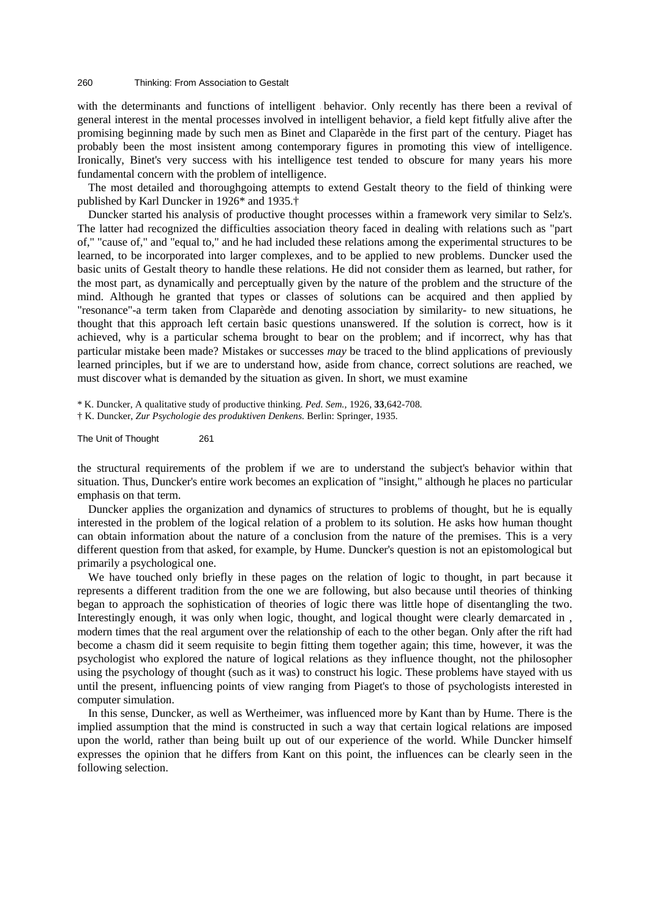with the determinants and functions of intelligent behavior. Only recently has there been a revival of general interest in the mental processes involved in intelligent behavior, a field kept fitfully alive after the promising beginning made by such men as Binet and Claparède in the first part of the century. Piaget has probably been the most insistent among contemporary figures in promoting this view of intelligence. Ironically, Binet's very success with his intelligence test tended to obscure for many years his more fundamental concern with the problem of intelligence.

The most detailed and thoroughgoing attempts to extend Gestalt theory to the field of thinking were published by Karl Duncker in 1926* and 1935.†

Duncker started his analysis of productive thought processes within a framework very similar to Selz's. The latter had recognized the difficulties association theory faced in dealing with relations such as "part of," "cause of," and "equal to," and he had included these relations among the experimental structures to be learned, to be incorporated into larger complexes, and to be applied to new problems. Duncker used the basic units of Gestalt theory to handle these relations. He did not consider them as learned, but rather, for the most part, as dynamically and perceptually given by the nature of the problem and the structure of the mind. Although he granted that types or classes of solutions can be acquired and then applied by "resonance"-a term taken from Claparède and denoting association by similarity- to new situations, he thought that this approach left certain basic questions unanswered. If the solution is correct, how is it achieved, why is a particular schema brought to bear on the problem; and if incorrect, why has that particular mistake been made? Mistakes or successes *may* be traced to the blind applications of previously learned principles, but if we are to understand how, aside from chance, correct solutions are reached, we must discover what is demanded by the situation as given. In short, we must examine

\* K. Duncker, A qualitative study of productive thinking. *Ped. Sem.,* 1926, **33**,642-708.

† K. Duncker, *Zur Psychologie des produktiven Denkens.* Berlin: Springer, 1935.

the structural requirements of the problem if we are to understand the subject's behavior within that situation. Thus, Duncker's entire work becomes an explication of "insight," although he places no particular emphasis on that term.

Duncker applies the organization and dynamics of structures to problems of thought, but he is equally interested in the problem of the logical relation of a problem to its solution. He asks how human thought can obtain information about the nature of a conclusion from the nature of the premises. This is a very different question from that asked, for example, by Hume. Duncker's question is not an epistomological but primarily a psychological one.

We have touched only briefly in these pages on the relation of logic to thought, in part because it represents a different tradition from the one we are following, but also because until theories of thinking began to approach the sophistication of theories of logic there was little hope of disentangling the two. Interestingly enough, it was only when logic, thought, and logical thought were clearly demarcated in , modern times that the real argument over the relationship of each to the other began. Only after the rift had become a chasm did it seem requisite to begin fitting them together again; this time, however, it was the psychologist who explored the nature of logical relations as they influence thought, not the philosopher using the psychology of thought (such as it was) to construct his logic. These problems have stayed with us until the present, influencing points of view ranging from Piaget's to those of psychologists interested in computer simulation.

In this sense, Duncker, as well as Wertheimer, was influenced more by Kant than by Hume. There is the implied assumption that the mind is constructed in such a way that certain logical relations are imposed upon the world, rather than being built up out of our experience of the world. While Duncker himself expresses the opinion that he differs from Kant on this point, the influences can be clearly seen in the following selection.